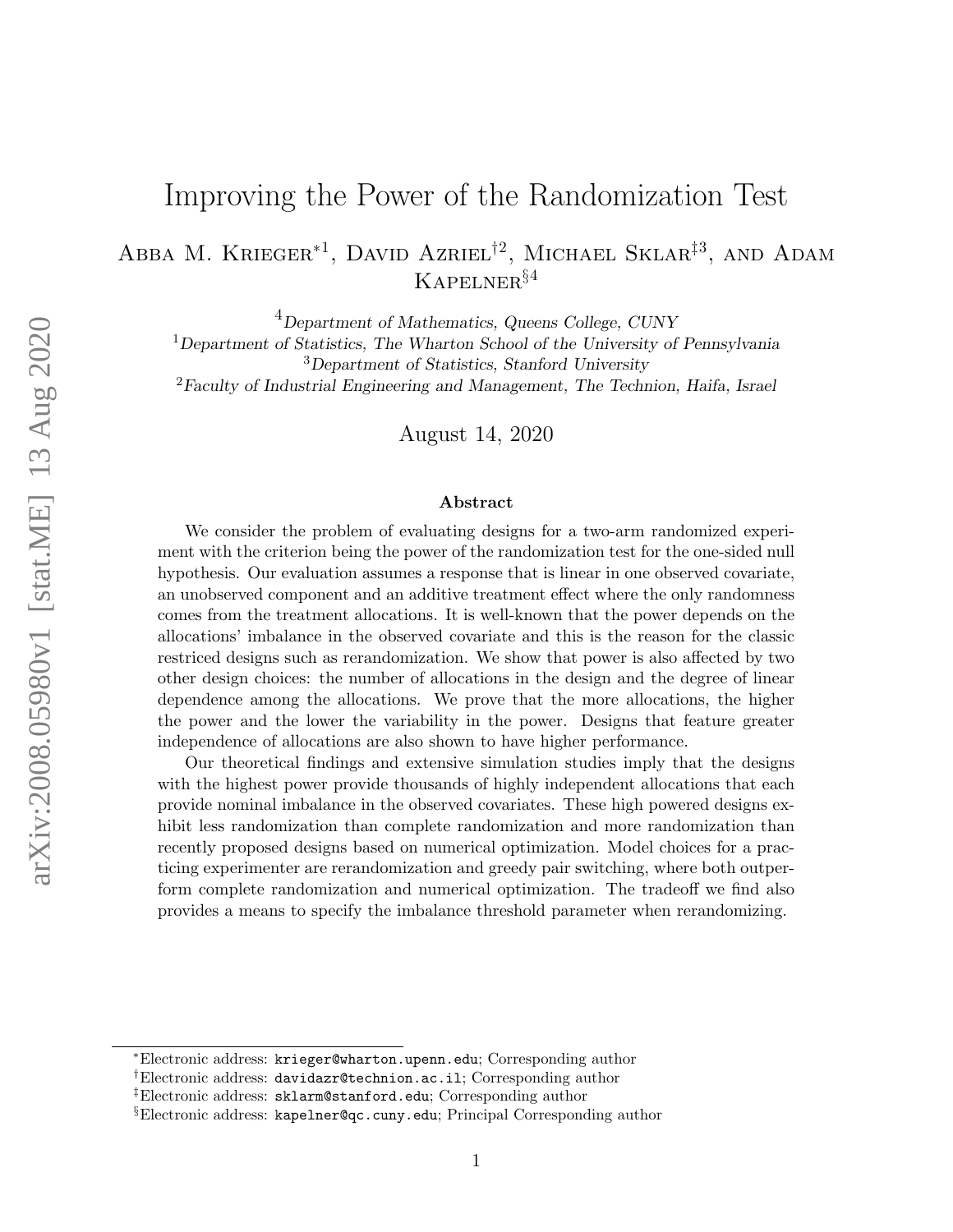# Improving the Power of the Randomization Test

Abba M. Krieger*[1], David Azriel†[2], Michael Sklar‡[3], and Adam Kapelner§[4]

[4]Department of Mathematics, Queens College, CUNY

[1]Department of Statistics, The Wharton School of the University of Pennsylvania

[3]Department of Statistics, Stanford University

[2]Faculty of Industrial Engineering and Management, The Technion, Haifa, Israel

August 14, 2020

### Abstract

We consider the problem of evaluating designs for a two-arm randomized experiment with the criterion being the power of the randomization test for the one-sided null hypothesis. Our evaluation assumes a response that is linear in one observed covariate, an unobserved component and an additive treatment effect where the only randomness comes from the treatment allocations. It is well-known that the power depends on the allocations' imbalance in the observed covariate and this is the reason for the classic restriced designs such as rerandomization. We show that power is also affected by two other design choices: the number of allocations in the design and the degree of linear dependence among the allocations. We prove that the more allocations, the higher the power and the lower the variability in the power. Designs that feature greater independence of allocations are also shown to have higher performance.

Our theoretical findings and extensive simulation studies imply that the designs with the highest power provide thousands of highly independent allocations that each provide nominal imbalance in the observed covariates. These high powered designs exhibit less randomization than complete randomization and more randomization than recently proposed designs based on numerical optimization. Model choices for a practicing experimenter are rerandomization and greedy pair switching, where both outperform complete randomization and numerical optimization. The tradeoff we find also provides a means to specify the imbalance threshold parameter when rerandomizing.

*Electronic address: krieger@wharton.upenn.edu; Corresponding author

†Electronic address: davidazr@technion.ac.il; Corresponding author

‡Electronic address: sklarm@stanford.edu; Corresponding author

§Electronic address: kapelner@qc.cuny.edu; Principal Corresponding author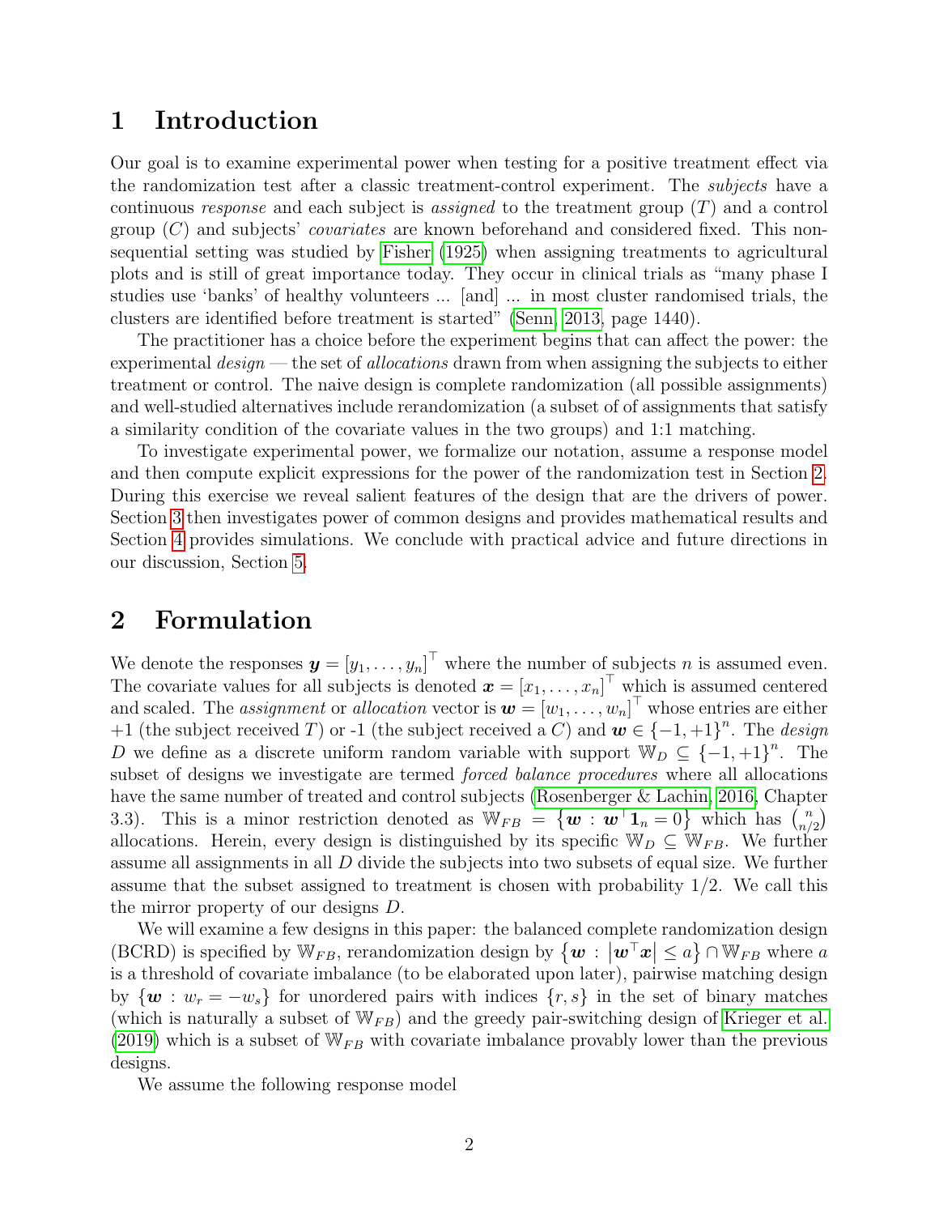## 1 Introduction

Our goal is to examine experimental power when testing for a positive treatment effect via the randomization test after a classic treatment-control experiment. The *subjects* have a continuous *response* and each subject is *assigned* to the treatment group ($T$) and a control group ($C$) and subjects' *covariates* are known beforehand and considered fixed. This non-sequential setting was studied by Fisher (1925) when assigning treatments to agricultural plots and is still of great importance today. They occur in clinical trials as "many phase I studies use 'banks' of healthy volunteers ... [and] ... in most cluster randomised trials, the clusters are identified before treatment is started" (Senn, 2013, page 1440).

The practitioner has a choice before the experiment begins that can affect the power: the experimental *design* — the set of *allocations* drawn from when assigning the subjects to either treatment or control. The naive design is complete randomization (all possible assignments) and well-studied alternatives include rerandomization (a subset of of assignments that satisfy a similarity condition of the covariate values in the two groups) and 1:1 matching.

To investigate experimental power, we formalize our notation, assume a response model and then compute explicit expressions for the power of the randomization test in Section 2. During this exercise we reveal salient features of the design that are the drivers of power. Section 3 then investigates power of common designs and provides mathematical results and Section 4 provides simulations. We conclude with practical advice and future directions in our discussion, Section 5.

## 2 Formulation

We denote the responses $\boldsymbol{y} = [y_1, \ldots, y_n]^\top$ where the number of subjects $n$ is assumed even. The covariate values for all subjects is denoted $\boldsymbol{x} = [x_1, \ldots, x_n]^\top$ which is assumed centered and scaled. The *assignment* or *allocation* vector is $\boldsymbol{w} = [w_1, \ldots, w_n]^\top$ whose entries are either $+1$ (the subject received $T$) or -1 (the subject received a $C$) and $\boldsymbol{w} \in \{-1, +1\}^n$. The *design* $D$ we define as a discrete uniform random variable with support $\mathbb{W}_D \subseteq \{-1, +1\}^n$. The subset of designs we investigate are termed *forced balance procedures* where all allocations have the same number of treated and control subjects (Rosenberger & Lachin, 2016, Chapter 3.3). This is a minor restriction denoted as $\mathbb{W}_{FB} = \left\{\boldsymbol{w} : \boldsymbol{w}^\top \boldsymbol{1}_n = 0\right\}$ which has $\binom{n}{n/2}$ allocations. Herein, every design is distinguished by its specific $\mathbb{W}_D \subseteq \mathbb{W}_{FB}$. We further assume all assignments in all $D$ divide the subjects into two subsets of equal size. We further assume that the subset assigned to treatment is chosen with probability 1/2. We call this the mirror property of our designs $D$.

We will examine a few designs in this paper: the balanced complete randomization design (BCRD) is specified by $\mathbb{W}_{FB}$, rerandomization design by $\left\{\boldsymbol{w} : \left|\boldsymbol{w}^\top \boldsymbol{x}\right| \leq a\right\} \cap \mathbb{W}_{FB}$ where $a$ is a threshold of covariate imbalance (to be elaborated upon later), pairwise matching design by $\{\boldsymbol{w} : w_r = -w_s\}$ for unordered pairs with indices $\{r, s\}$ in the set of binary matches (which is naturally a subset of $\mathbb{W}_{FB}$) and the greedy pair-switching design of Krieger et al. (2019) which is a subset of $\mathbb{W}_{FB}$ with covariate imbalance provably lower than the previous designs.

We assume the following response model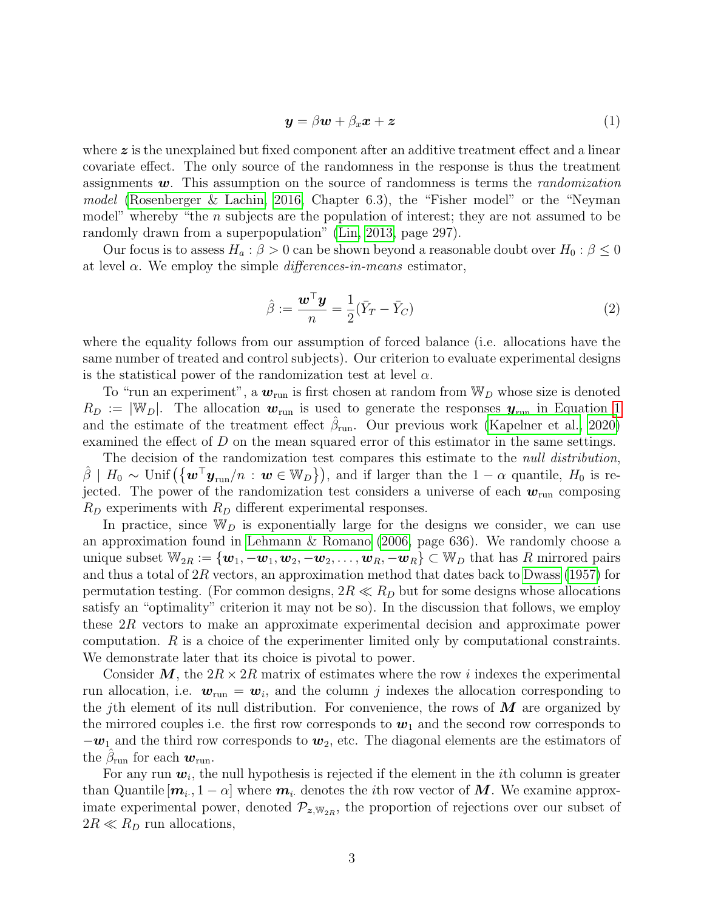$$\boldsymbol{y} = \beta \boldsymbol{w} + \beta_x \boldsymbol{x} + \boldsymbol{z} \tag{1}$$

where $\boldsymbol{z}$ is the unexplained but fixed component after an additive treatment effect and a linear covariate effect. The only source of the randomness in the response is thus the treatment assignments $\boldsymbol{w}$. This assumption on the source of randomness is terms the *randomization model* (Rosenberger & Lachin, 2016, Chapter 6.3), the "Fisher model" or the "Neyman model" whereby "the $n$ subjects are the population of interest; they are not assumed to be randomly drawn from a superpopulation" (Lin, 2013, page 297).

Our focus is to assess $H_a : \beta > 0$ can be shown beyond a reasonable doubt over $H_0 : \beta \leq 0$ at level $\alpha$. We employ the simple *differences-in-means* estimator,

$$\hat{\beta} := \frac{\boldsymbol{w}^\top \boldsymbol{y}}{n} = \frac{1}{2}(\bar{Y}_T - \bar{Y}_C) \tag{2}$$

where the equality follows from our assumption of forced balance (i.e. allocations have the same number of treated and control subjects). Our criterion to evaluate experimental designs is the statistical power of the randomization test at level $\alpha$.

To "run an experiment", a $\boldsymbol{w}_{\text{run}}$ is first chosen at random from $\mathbb{W}_D$ whose size is denoted $R_D := |\mathbb{W}_D|$. The allocation $\boldsymbol{w}_{\text{run}}$ is used to generate the responses $\boldsymbol{y}_{\text{run}}$ in Equation 1 and the estimate of the treatment effect $\hat{\beta}_{\text{run}}$. Our previous work (Kapelner et al., 2020) examined the effect of $D$ on the mean squared error of this estimator in the same settings.

The decision of the randomization test compares this estimate to the *null distribution*, $\hat{\beta} \mid H_0 \sim \text{Unif}\left(\left\{\boldsymbol{w}^\top \boldsymbol{y}_{\text{run}}/n : \boldsymbol{w} \in \mathbb{W}_D\right\}\right)$, and if larger than the $1-\alpha$ quantile, $H_0$ is rejected. The power of the randomization test considers a universe of each $\boldsymbol{w}_{\text{run}}$ composing $R_D$ experiments with $R_D$ different experimental responses.

In practice, since $\mathbb{W}_D$ is exponentially large for the designs we consider, we can use an approximation found in Lehmann & Romano (2006, page 636). We randomly choose a unique subset $\mathbb{W}_{2R} := \{\boldsymbol{w}_1, -\boldsymbol{w}_1, \boldsymbol{w}_2, -\boldsymbol{w}_2, \ldots, \boldsymbol{w}_R, -\boldsymbol{w}_R\} \subset \mathbb{W}_D$ that has $R$ mirrored pairs and thus a total of $2R$ vectors, an approximation method that dates back to Dwass (1957) for permutation testing. (For common designs, $2R \ll R_D$ but for some designs whose allocations satisfy an "optimality" criterion it may not be so). In the discussion that follows, we employ these $2R$ vectors to make an approximate experimental decision and approximate power computation. $R$ is a choice of the experimenter limited only by computational constraints. We demonstrate later that its choice is pivotal to power.

Consider $\boldsymbol{M}$, the $2R \times 2R$ matrix of estimates where the row $i$ indexes the experimental run allocation, i.e. $\boldsymbol{w}_{\text{run}} = \boldsymbol{w}_i$, and the column $j$ indexes the allocation corresponding to the $j$th element of its null distribution. For convenience, the rows of $\boldsymbol{M}$ are organized by the mirrored couples i.e. the first row corresponds to $\boldsymbol{w}_1$ and the second row corresponds to $-\boldsymbol{w}_1$ and the third row corresponds to $\boldsymbol{w}_2$, etc. The diagonal elements are the estimators of the $\hat{\beta}_{\text{run}}$ for each $\boldsymbol{w}_{\text{run}}$.

For any run $\boldsymbol{w}_i$, the null hypothesis is rejected if the element in the $i$th column is greater than Quantile $[\boldsymbol{m}_{i\cdot}, 1-\alpha]$ where $\boldsymbol{m}_{i\cdot}$ denotes the $i$th row vector of $\boldsymbol{M}$. We examine approximate experimental power, denoted $\mathcal{P}_{\boldsymbol{z},\mathbb{W}_{2R}}$, the proportion of rejections over our subset of $2R \ll R_D$ run allocations,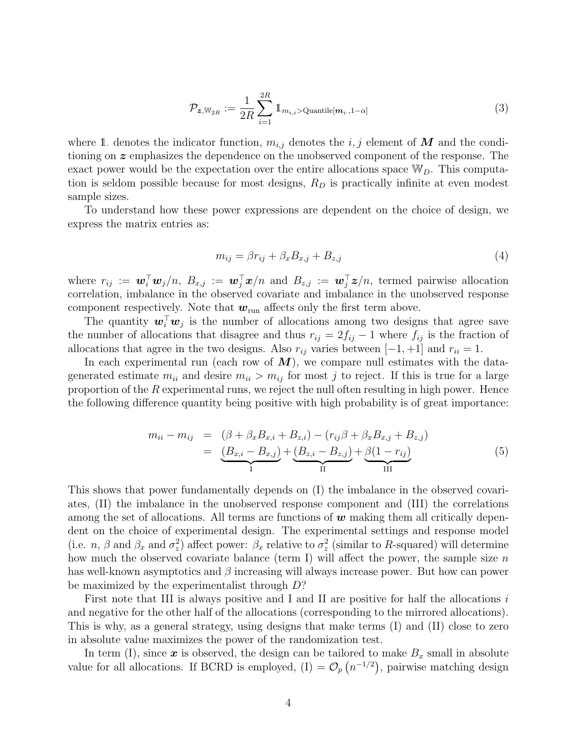$$\mathcal{P}_{\boldsymbol{z},\mathbb{W}_{2R}} := \frac{1}{2R}\sum_{i=1}^{2R} \mathbb{1}_{m_{i,i} > \text{Quantile}[\boldsymbol{m}_{i\cdot}, 1-\alpha]} \tag{3}$$

where $\mathbb{1}_{\cdot}$ denotes the indicator function, $m_{i,j}$ denotes the $i, j$ element of $\boldsymbol{M}$ and the conditioning on $\boldsymbol{z}$ emphasizes the dependence on the unobserved component of the response. The exact power would be the expectation over the entire allocations space $\mathbb{W}_D$. This computation is seldom possible because for most designs, $R_D$ is practically infinite at even modest sample sizes.

To understand how these power expressions are dependent on the choice of design, we express the matrix entries as:

$$m_{ij} = \beta r_{ij} + \beta_x B_{x,j} + B_{z,j} \tag{4}$$

where $r_{ij} := \boldsymbol{w}_i^\top \boldsymbol{w}_j / n$, $B_{x,j} := \boldsymbol{w}_j^\top \boldsymbol{x}/n$ and $B_{z,j} := \boldsymbol{w}_j^\top \boldsymbol{z}/n$, termed pairwise allocation correlation, imbalance in the observed covariate and imbalance in the unobserved response component respectively. Note that $\boldsymbol{w}_{\text{run}}$ affects only the first term above.

The quantity $\boldsymbol{w}_i^\top \boldsymbol{w}_j$ is the number of allocations among two designs that agree save the number of allocations that disagree and thus $r_{ij} = 2f_{ij} - 1$ where $f_{ij}$ is the fraction of allocations that agree in the two designs. Also $r_{ij}$ varies between $[-1, +1]$ and $r_{ii} = 1$.

In each experimental run (each row of $\boldsymbol{M}$), we compare null estimates with the data-generated estimate $m_{ii}$ and desire $m_{ii} > m_{ij}$ for most $j$ to reject. If this is true for a large proportion of the $R$ experimental runs, we reject the null often resulting in high power. Hence the following difference quantity being positive with high probability is of great importance:

$$\begin{aligned} m_{ii} - m_{ij} &= (\beta + \beta_x B_{x,i} + B_{z,i}) - (r_{ij}\beta + \beta_x B_{x,j} + B_{z,j}) \\ &= \underbrace{(B_{x,i} - B_{x,j})}_{\text{I}} + \underbrace{(B_{z,i} - B_{z,j})}_{\text{II}} + \underbrace{\beta(1 - r_{ij})}_{\text{III}} \end{aligned} \tag{5}$$

This shows that power fundamentally depends on (I) the imbalance in the observed covariates, (II) the imbalance in the unobserved response component and (III) the correlations among the set of allocations. All terms are functions of $\boldsymbol{w}$ making them all critically dependent on the choice of experimental design. The experimental settings and response model (i.e. $n$, $\beta$ and $\beta_x$ and $\sigma_z^2$) affect power: $\beta_x$ relative to $\sigma_z^2$ (similar to $R$-squared) will determine how much the observed covariate balance (term I) will affect the power, the sample size $n$ has well-known asymptotics and $\beta$ increasing will always increase power. But how can power be maximized by the experimentalist through $D$?

First note that III is always positive and I and II are positive for half the allocations $i$ and negative for the other half of the allocations (corresponding to the mirrored allocations). This is why, as a general strategy, using designs that make terms (I) and (II) close to zero in absolute value maximizes the power of the randomization test.

In term (I), since $\boldsymbol{x}$ is observed, the design can be tailored to make $B_x$ small in absolute value for all allocations. If BCRD is employed, (I) $= \mathcal{O}_p\left(n^{-1/2}\right)$, pairwise matching design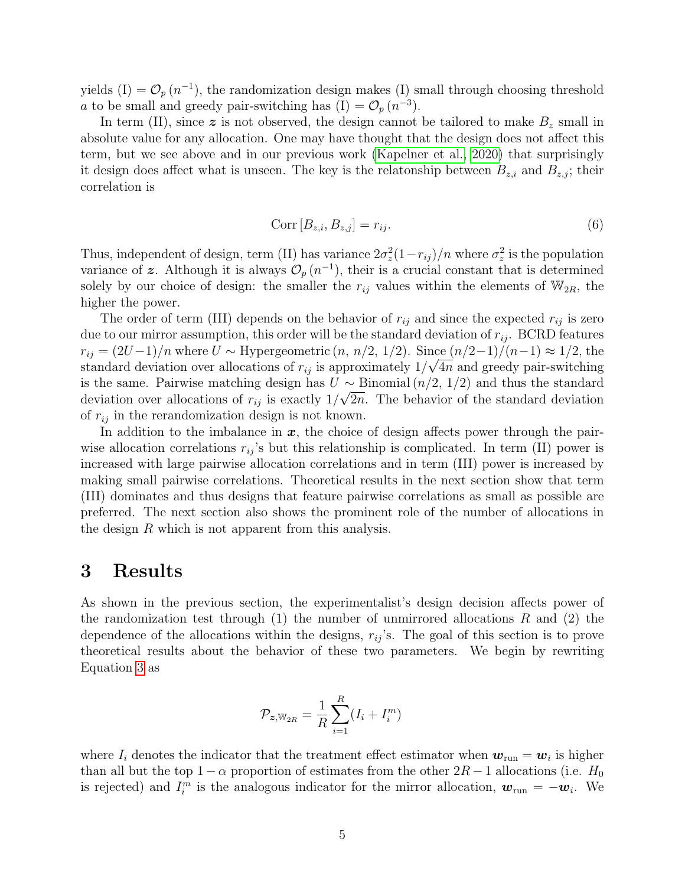yields (I) $= \mathcal{O}_p\left(n^{-1}\right)$, the randomization design makes (I) small through choosing threshold $a$ to be small and greedy pair-switching has (I) $= \mathcal{O}_p\left(n^{-3}\right)$.

In term (II), since $\boldsymbol{z}$ is not observed, the design cannot be tailored to make $B_z$ small in absolute value for any allocation. One may have thought that the design does not affect this term, but we see above and in our previous work (Kapelner et al., 2020) that surprisingly it design does affect what is unseen. The key is the relatonship between $B_{z,i}$ and $B_{z,j}$; their correlation is

$$\text{Corr}\left[B_{z,i}, B_{z,j}\right] = r_{ij}. \tag{6}$$

Thus, independent of design, term (II) has variance $2\sigma_z^2(1-r_{ij})/n$ where $\sigma_z^2$ is the population variance of $\boldsymbol{z}$. Although it is always $\mathcal{O}_p\left(n^{-1}\right)$, their is a crucial constant that is determined solely by our choice of design: the smaller the $r_{ij}$ values within the elements of $\mathbb{W}_{2R}$, the higher the power.

The order of term (III) depends on the behavior of $r_{ij}$ and since the expected $r_{ij}$ is zero due to our mirror assumption, this order will be the standard deviation of $r_{ij}$. BCRD features $r_{ij} = (2U-1)/n$ where $U \sim \text{Hypergeometric}\left(n,\, n/2,\, 1/2\right)$. Since $(n/2-1)/(n-1) \approx 1/2$, the standard deviation over allocations of $r_{ij}$ is approximately $1/\sqrt{4n}$ and greedy pair-switching is the same. Pairwise matching design has $U \sim \text{Binomial}\left(n/2,\, 1/2\right)$ and thus the standard deviation over allocations of $r_{ij}$ is exactly $1/\sqrt{2n}$. The behavior of the standard deviation of $r_{ij}$ in the rerandomization design is not known.

In addition to the imbalance in $\boldsymbol{x}$, the choice of design affects power through the pairwise allocation correlations $r_{ij}$'s but this relationship is complicated. In term (II) power is increased with large pairwise allocation correlations and in term (III) power is increased by making small pairwise correlations. Theoretical results in the next section show that term (III) dominates and thus designs that feature pairwise correlations as small as possible are preferred. The next section also shows the prominent role of the number of allocations in the design $R$ which is not apparent from this analysis.

# 3 Results

As shown in the previous section, the experimentalist's design decision affects power of the randomization test through (1) the number of unmirrored allocations $R$ and (2) the dependence of the allocations within the designs, $r_{ij}$'s. The goal of this section is to prove theoretical results about the behavior of these two parameters. We begin by rewriting Equation 3 as

$$\mathcal{P}_{\boldsymbol{z},\mathbb{W}_{2R}} = \frac{1}{R}\sum_{i=1}^{R}(I_i + I_i^m)$$

where $I_i$ denotes the indicator that the treatment effect estimator when $\boldsymbol{w}_{\text{run}} = \boldsymbol{w}_i$ is higher than all but the top $1-\alpha$ proportion of estimates from the other $2R-1$ allocations (i.e. $H_0$ is rejected) and $I_i^m$ is the analogous indicator for the mirror allocation, $\boldsymbol{w}_{\text{run}} = -\boldsymbol{w}_i$. We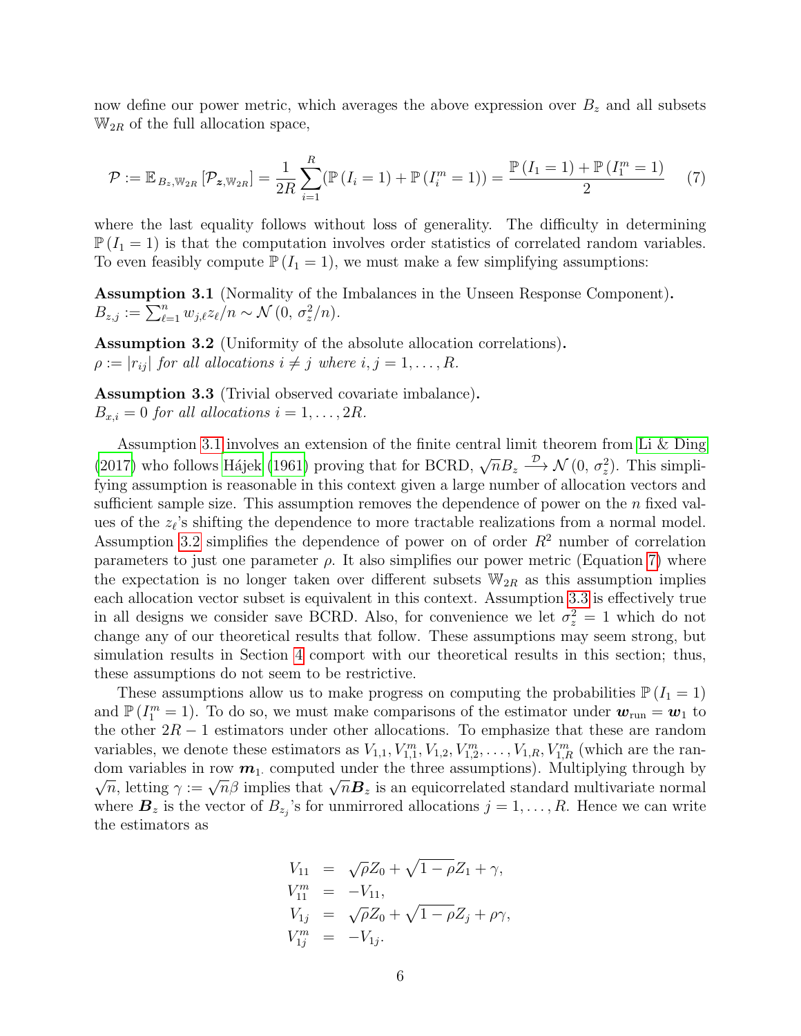now define our power metric, which averages the above expression over $B_z$ and all subsets $\mathbb{W}_{2R}$ of the full allocation space,

$$\mathcal{P} := \mathbb{E}_{B_z, \mathbb{W}_{2R}}\left[\mathcal{P}_{\boldsymbol{z}, \mathbb{W}_{2R}}\right] = \frac{1}{2R}\sum_{i=1}^{R}\left(\mathbb{P}\left(I_i = 1\right) + \mathbb{P}\left(I_i^m = 1\right)\right) = \frac{\mathbb{P}\left(I_1 = 1\right) + \mathbb{P}\left(I_1^m = 1\right)}{2} \quad (7)$$

where the last equality follows without loss of generality. The difficulty in determining $\mathbb{P}\left(I_1 = 1\right)$ is that the computation involves order statistics of correlated random variables. To even feasibly compute $\mathbb{P}\left(I_1 = 1\right)$, we must make a few simplifying assumptions:

**Assumption 3.1** (Normality of the Imbalances in the Unseen Response Component)**.** $B_{z,j} := \sum_{\ell=1}^{n} w_{j,\ell} z_\ell / n \sim \mathcal{N}\left(0,\, \sigma_z^2/n\right)$.

**Assumption 3.2** (Uniformity of the absolute allocation correlations)**.** *$\rho := |r_{ij}|$ for all allocations $i \neq j$ where $i, j = 1, \ldots, R$.*

**Assumption 3.3** (Trivial observed covariate imbalance)**.** *$B_{x,i} = 0$ for all allocations $i = 1, \ldots, 2R$.*

Assumption 3.1 involves an extension of the finite central limit theorem from Li & Ding (2017) who follows Hájek (1961) proving that for BCRD, $\sqrt{n} B_z \xrightarrow{\mathcal{D}} \mathcal{N}\left(0,\, \sigma_z^2\right)$. This simplifying assumption is reasonable in this context given a large number of allocation vectors and sufficient sample size. This assumption removes the dependence of power on the $n$ fixed values of the $z_\ell$'s shifting the dependence to more tractable realizations from a normal model. Assumption 3.2 simplifies the dependence of power on of order $R^2$ number of correlation parameters to just one parameter $\rho$. It also simplifies our power metric (Equation 7) where the expectation is no longer taken over different subsets $\mathbb{W}_{2R}$ as this assumption implies each allocation vector subset is equivalent in this context. Assumption 3.3 is effectively true in all designs we consider save BCRD. Also, for convenience we let $\sigma_z^2 = 1$ which do not change any of our theoretical results that follow. These assumptions may seem strong, but simulation results in Section 4 comport with our theoretical results in this section; thus, these assumptions do not seem to be restrictive.

These assumptions allow us to make progress on computing the probabilities $\mathbb{P}\left(I_1 = 1\right)$ and $\mathbb{P}\left(I_1^m = 1\right)$. To do so, we must make comparisons of the estimator under $\boldsymbol{w}_{\text{run}} = \boldsymbol{w}_1$ to the other $2R - 1$ estimators under other allocations. To emphasize that these are random variables, we denote these estimators as $V_{1,1}, V_{1,1}^m, V_{1,2}, V_{1,2}^m, \ldots, V_{1,R}, V_{1,R}^m$ (which are the random variables in row $\boldsymbol{m}_{1\cdot}$ computed under the three assumptions). Multiplying through by $\sqrt{n}$, letting $\gamma := \sqrt{n}\beta$ implies that $\sqrt{n}\boldsymbol{B}_z$ is an equicorrelated standard multivariate normal where $\boldsymbol{B}_z$ is the vector of $B_{z_j}$'s for unmirrored allocations $j = 1, \ldots, R$. Hence we can write the estimators as

$$\begin{aligned}
V_{11} &= \sqrt{\rho} Z_0 + \sqrt{1-\rho} Z_1 + \gamma, \\
V_{11}^m &= -V_{11}, \\
V_{1j} &= \sqrt{\rho} Z_0 + \sqrt{1-\rho} Z_j + \rho\gamma, \\
V_{1j}^m &= -V_{1j}.
\end{aligned}$$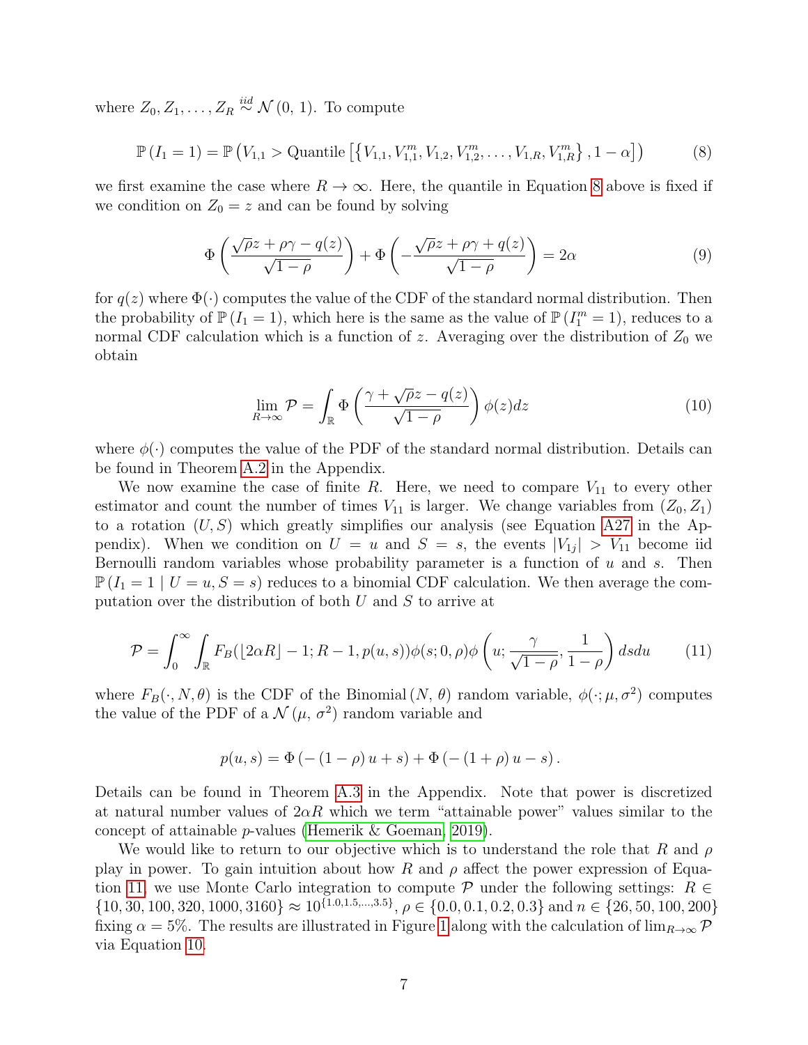where $Z_0, Z_1, \ldots, Z_R \overset{iid}{\sim} \mathcal{N}(0, 1)$. To compute

$$
\mathbb{P}(I_1 = 1) = \mathbb{P}\left(V_{1,1} > \text{Quantile}\left[\left\{V_{1,1}, V_{1,1}^m, V_{1,2}, V_{1,2}^m, \ldots, V_{1,R}, V_{1,R}^m\right\}, 1 - \alpha\right]\right) \tag{8}
$$

we first examine the case where $R \to \infty$. Here, the quantile in Equation 8 above is fixed if we condition on $Z_0 = z$ and can be found by solving

$$
\Phi\left(\frac{\sqrt{\rho}z + \rho\gamma - q(z)}{\sqrt{1-\rho}}\right) + \Phi\left(-\frac{\sqrt{\rho}z + \rho\gamma + q(z)}{\sqrt{1-\rho}}\right) = 2\alpha \tag{9}
$$

for $q(z)$ where $\Phi(\cdot)$ computes the value of the CDF of the standard normal distribution. Then the probability of $\mathbb{P}(I_1 = 1)$, which here is the same as the value of $\mathbb{P}(I_1^m = 1)$, reduces to a normal CDF calculation which is a function of $z$. Averaging over the distribution of $Z_0$ we obtain

$$
\lim_{R \to \infty} \mathcal{P} = \int_{\mathbb{R}} \Phi\left(\frac{\gamma + \sqrt{\rho}z - q(z)}{\sqrt{1-\rho}}\right) \phi(z) dz \tag{10}
$$

where $\phi(\cdot)$ computes the value of the PDF of the standard normal distribution. Details can be found in Theorem A.2 in the Appendix.

We now examine the case of finite $R$. Here, we need to compare $V_{11}$ to every other estimator and count the number of times $V_{11}$ is larger. We change variables from $(Z_0, Z_1)$ to a rotation $(U, S)$ which greatly simplifies our analysis (see Equation A27 in the Appendix). When we condition on $U = u$ and $S = s$, the events $|V_{1j}| > V_{11}$ become iid Bernoulli random variables whose probability parameter is a function of $u$ and $s$. Then $\mathbb{P}(I_1 = 1 \mid U = u, S = s)$ reduces to a binomial CDF calculation. We then average the computation over the distribution of both $U$ and $S$ to arrive at

$$
\mathcal{P} = \int_0^\infty \int_{\mathbb{R}} F_B(\lfloor 2\alpha R \rfloor - 1; R - 1, p(u, s)) \phi(s; 0, \rho) \phi\left(u; \frac{\gamma}{\sqrt{1-\rho}}, \frac{1}{1-\rho}\right) ds du \tag{11}
$$

where $F_B(\cdot, N, \theta)$ is the CDF of the Binomial $(N, \theta)$ random variable, $\phi(\cdot; \mu, \sigma^2)$ computes the value of the PDF of a $\mathcal{N}(\mu, \sigma^2)$ random variable and

$$
p(u, s) = \Phi(-(1-\rho)u + s) + \Phi(-(1+\rho)u - s).
$$

Details can be found in Theorem A.3 in the Appendix. Note that power is discretized at natural number values of $2\alpha R$ which we term "attainable power" values similar to the concept of attainable $p$-values (Hemerik & Goeman, 2019).

We would like to return to our objective which is to understand the role that $R$ and $\rho$ play in power. To gain intuition about how $R$ and $\rho$ affect the power expression of Equation 11, we use Monte Carlo integration to compute $\mathcal{P}$ under the following settings: $R \in \{10, 30, 100, 320, 1000, 3160\} \approx 10^{\{1.0, 1.5, \ldots, 3.5\}}$, $\rho \in \{0.0, 0.1, 0.2, 0.3\}$ and $n \in \{26, 50, 100, 200\}$ fixing $\alpha = 5\%$. The results are illustrated in Figure 1 along with the calculation of $\lim_{R \to \infty} \mathcal{P}$ via Equation 10.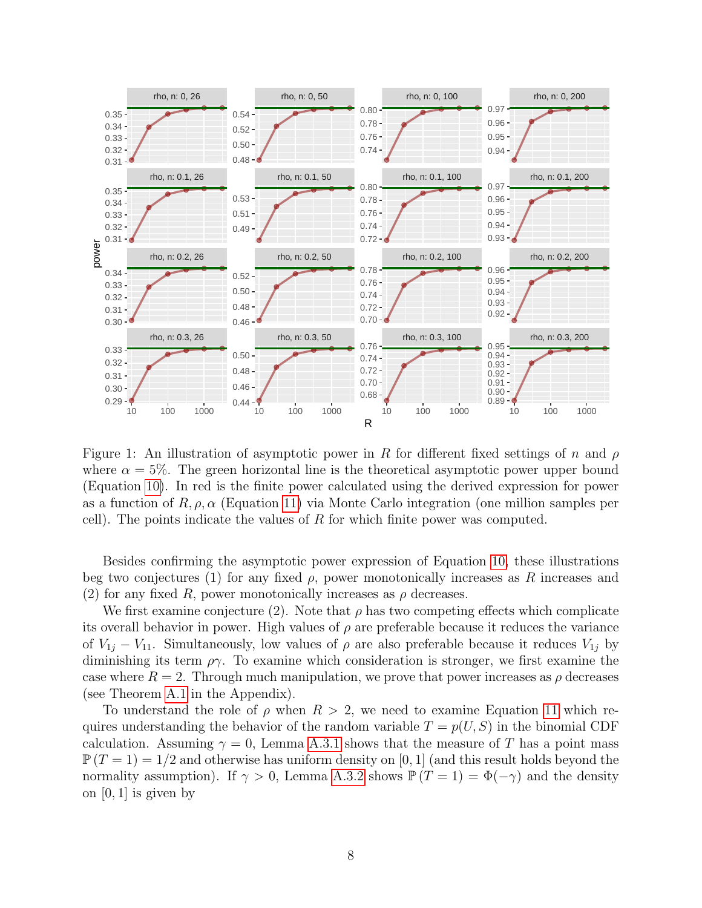Figure 1: An illustration of asymptotic power in $R$ for different fixed settings of $n$ and $\rho$ where $\alpha = 5\%$. The green horizontal line is the theoretical asymptotic power upper bound (Equation 10). In red is the finite power calculated using the derived expression for power as a function of $R, \rho, \alpha$ (Equation 11) via Monte Carlo integration (one million samples per cell). The points indicate the values of $R$ for which finite power was computed.

Besides confirming the asymptotic power expression of Equation 10, these illustrations beg two conjectures (1) for any fixed $\rho$, power monotonically increases as $R$ increases and (2) for any fixed $R$, power monotonically increases as $\rho$ decreases.

We first examine conjecture (2). Note that $\rho$ has two competing effects which complicate its overall behavior in power. High values of $\rho$ are preferable because it reduces the variance of $V_{1j} - V_{11}$. Simultaneously, low values of $\rho$ are also preferable because it reduces $V_{1j}$ by diminishing its term $\rho\gamma$. To examine which consideration is stronger, we first examine the case where $R = 2$. Through much manipulation, we prove that power increases as $\rho$ decreases (see Theorem A.1 in the Appendix).

To understand the role of $\rho$ when $R > 2$, we need to examine Equation 11 which requires understanding the behavior of the random variable $T = p(U, S)$ in the binomial CDF calculation. Assuming $\gamma = 0$, Lemma A.3.1 shows that the measure of $T$ has a point mass $\mathbb{P}(T = 1) = 1/2$ and otherwise has uniform density on $[0, 1]$ (and this result holds beyond the normality assumption). If $\gamma > 0$, Lemma A.3.2 shows $\mathbb{P}(T = 1) = \Phi(-\gamma)$ and the density on $[0, 1]$ is given by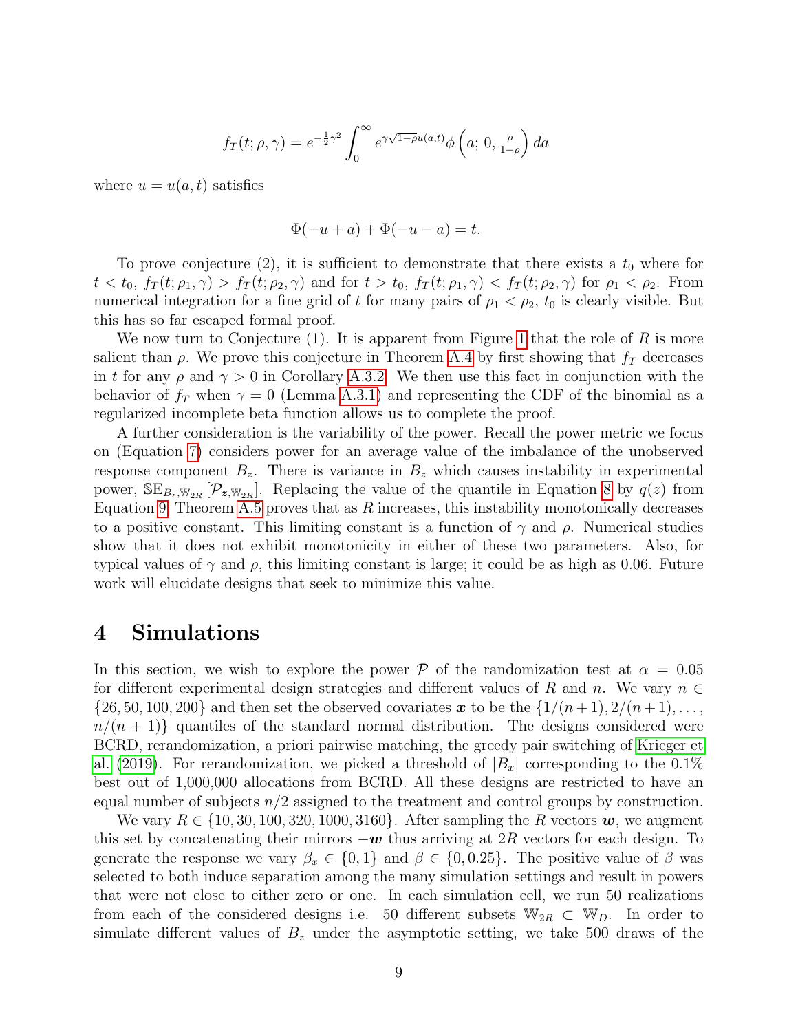$$f_T(t; \rho, \gamma) = e^{-\frac{1}{2}\gamma^2} \int_0^\infty e^{\gamma\sqrt{1-\rho}u(a,t)} \phi\left(a;\, 0,\, \tfrac{\rho}{1-\rho}\right) da$$

where $u = u(a, t)$ satisfies

$$\Phi(-u + a) + \Phi(-u - a) = t.$$

To prove conjecture (2), it is sufficient to demonstrate that there exists a $t_0$ where for $t < t_0$, $f_T(t; \rho_1, \gamma) > f_T(t; \rho_2, \gamma)$ and for $t > t_0$, $f_T(t; \rho_1, \gamma) < f_T(t; \rho_2, \gamma)$ for $\rho_1 < \rho_2$. From numerical integration for a fine grid of $t$ for many pairs of $\rho_1 < \rho_2$, $t_0$ is clearly visible. But this has so far escaped formal proof.

We now turn to Conjecture (1). It is apparent from Figure 1 that the role of $R$ is more salient than $\rho$. We prove this conjecture in Theorem A.4 by first showing that $f_T$ decreases in $t$ for any $\rho$ and $\gamma > 0$ in Corollary A.3.2. We then use this fact in conjunction with the behavior of $f_T$ when $\gamma = 0$ (Lemma A.3.1) and representing the CDF of the binomial as a regularized incomplete beta function allows us to complete the proof.

A further consideration is the variability of the power. Recall the power metric we focus on (Equation 7) considers power for an average value of the imbalance of the unobserved response component $B_z$. There is variance in $B_z$ which causes instability in experimental power, $\mathbb{SE}_{B_z, \mathbb{W}_{2R}}[\mathcal{P}_{\boldsymbol{z}, \mathbb{W}_{2R}}]$. Replacing the value of the quantile in Equation 8 by $q(z)$ from Equation 9, Theorem A.5 proves that as $R$ increases, this instability monotonically decreases to a positive constant. This limiting constant is a function of $\gamma$ and $\rho$. Numerical studies show that it does not exhibit monotonicity in either of these two parameters. Also, for typical values of $\gamma$ and $\rho$, this limiting constant is large; it could be as high as 0.06. Future work will elucidate designs that seek to minimize this value.

# 4 Simulations

In this section, we wish to explore the power $\mathcal{P}$ of the randomization test at $\alpha = 0.05$ for different experimental design strategies and different values of $R$ and $n$. We vary $n \in \{26, 50, 100, 200\}$ and then set the observed covariates $\boldsymbol{x}$ to be the $\{1/(n+1), 2/(n+1), \ldots, n/(n+1)\}$ quantiles of the standard normal distribution. The designs considered were BCRD, rerandomization, a priori pairwise matching, the greedy pair switching of Krieger et al. (2019). For rerandomization, we picked a threshold of $|B_x|$ corresponding to the 0.1% best out of 1,000,000 allocations from BCRD. All these designs are restricted to have an equal number of subjects $n/2$ assigned to the treatment and control groups by construction.

We vary $R \in \{10, 30, 100, 320, 1000, 3160\}$. After sampling the $R$ vectors $\boldsymbol{w}$, we augment this set by concatenating their mirrors $-\boldsymbol{w}$ thus arriving at $2R$ vectors for each design. To generate the response we vary $\beta_x \in \{0, 1\}$ and $\beta \in \{0, 0.25\}$. The positive value of $\beta$ was selected to both induce separation among the many simulation settings and result in powers that were not close to either zero or one. In each simulation cell, we run 50 realizations from each of the considered designs i.e. 50 different subsets $\mathbb{W}_{2R} \subset \mathbb{W}_D$. In order to simulate different values of $B_z$ under the asymptotic setting, we take 500 draws of the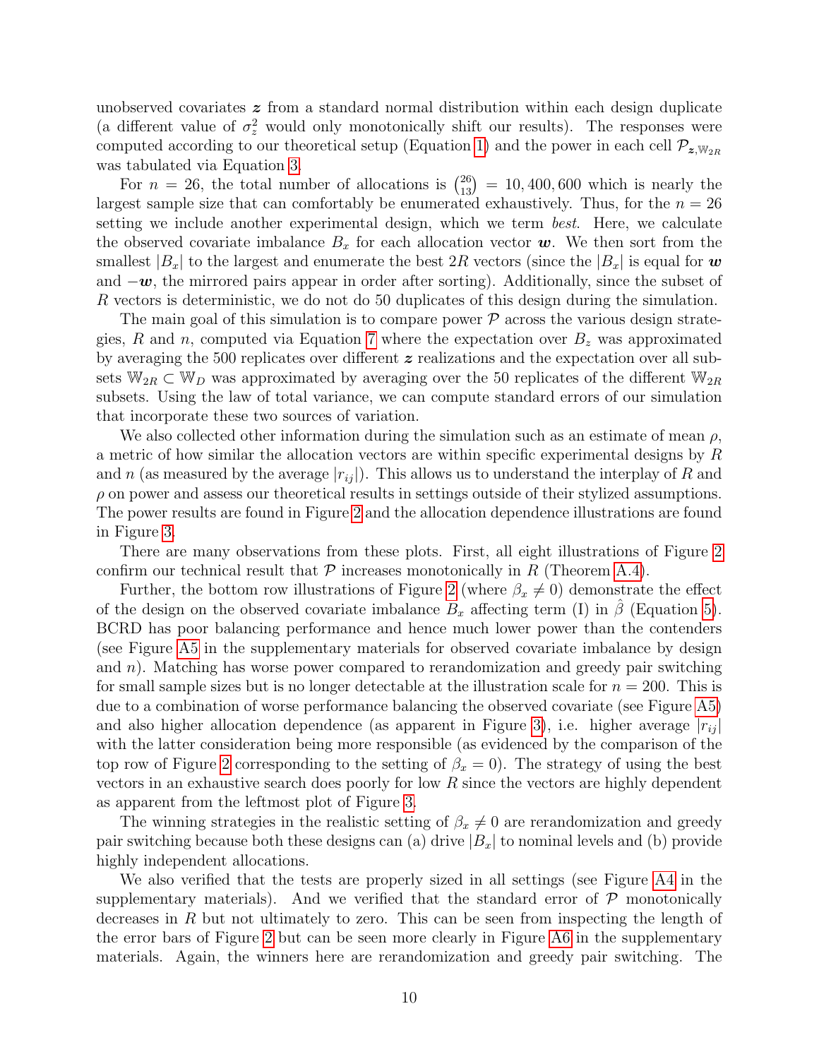unobserved covariates $\boldsymbol{z}$ from a standard normal distribution within each design duplicate (a different value of $\sigma_z^2$ would only monotonically shift our results). The responses were computed according to our theoretical setup (Equation 1) and the power in each cell $\mathcal{P}_{\boldsymbol{z},\mathbb{W}_{2R}}$ was tabulated via Equation 3.

For $n = 26$, the total number of allocations is $\binom{26}{13} = 10,400,600$ which is nearly the largest sample size that can comfortably be enumerated exhaustively. Thus, for the $n = 26$ setting we include another experimental design, which we term *best*. Here, we calculate the observed covariate imbalance $B_x$ for each allocation vector $\boldsymbol{w}$. We then sort from the smallest $|B_x|$ to the largest and enumerate the best $2R$ vectors (since the $|B_x|$ is equal for $\boldsymbol{w}$ and $-\boldsymbol{w}$, the mirrored pairs appear in order after sorting). Additionally, since the subset of $R$ vectors is deterministic, we do not do 50 duplicates of this design during the simulation.

The main goal of this simulation is to compare power $\mathcal{P}$ across the various design strategies, $R$ and $n$, computed via Equation 7 where the expectation over $B_z$ was approximated by averaging the 500 replicates over different $\boldsymbol{z}$ realizations and the expectation over all subsets $\mathbb{W}_{2R} \subset \mathbb{W}_D$ was approximated by averaging over the 50 replicates of the different $\mathbb{W}_{2R}$ subsets. Using the law of total variance, we can compute standard errors of our simulation that incorporate these two sources of variation.

We also collected other information during the simulation such as an estimate of mean $\rho$, a metric of how similar the allocation vectors are within specific experimental designs by $R$ and $n$ (as measured by the average $|r_{ij}|$). This allows us to understand the interplay of $R$ and $\rho$ on power and assess our theoretical results in settings outside of their stylized assumptions. The power results are found in Figure 2 and the allocation dependence illustrations are found in Figure 3.

There are many observations from these plots. First, all eight illustrations of Figure 2 confirm our technical result that $\mathcal{P}$ increases monotonically in $R$ (Theorem A.4).

Further, the bottom row illustrations of Figure 2 (where $\beta_x \neq 0$) demonstrate the effect of the design on the observed covariate imbalance $B_x$ affecting term (I) in $\hat{\beta}$ (Equation 5). BCRD has poor balancing performance and hence much lower power than the contenders (see Figure A5 in the supplementary materials for observed covariate imbalance by design and $n$). Matching has worse power compared to rerandomization and greedy pair switching for small sample sizes but is no longer detectable at the illustration scale for $n = 200$. This is due to a combination of worse performance balancing the observed covariate (see Figure A5) and also higher allocation dependence (as apparent in Figure 3), i.e. higher average $|r_{ij}|$ with the latter consideration being more responsible (as evidenced by the comparison of the top row of Figure 2 corresponding to the setting of $\beta_x = 0$). The strategy of using the best vectors in an exhaustive search does poorly for low $R$ since the vectors are highly dependent as apparent from the leftmost plot of Figure 3.

The winning strategies in the realistic setting of $\beta_x \neq 0$ are rerandomization and greedy pair switching because both these designs can (a) drive $|B_x|$ to nominal levels and (b) provide highly independent allocations.

We also verified that the tests are properly sized in all settings (see Figure A4 in the supplementary materials). And we verified that the standard error of $\mathcal{P}$ monotonically decreases in $R$ but not ultimately to zero. This can be seen from inspecting the length of the error bars of Figure 2 but can be seen more clearly in Figure A6 in the supplementary materials. Again, the winners here are rerandomization and greedy pair switching. The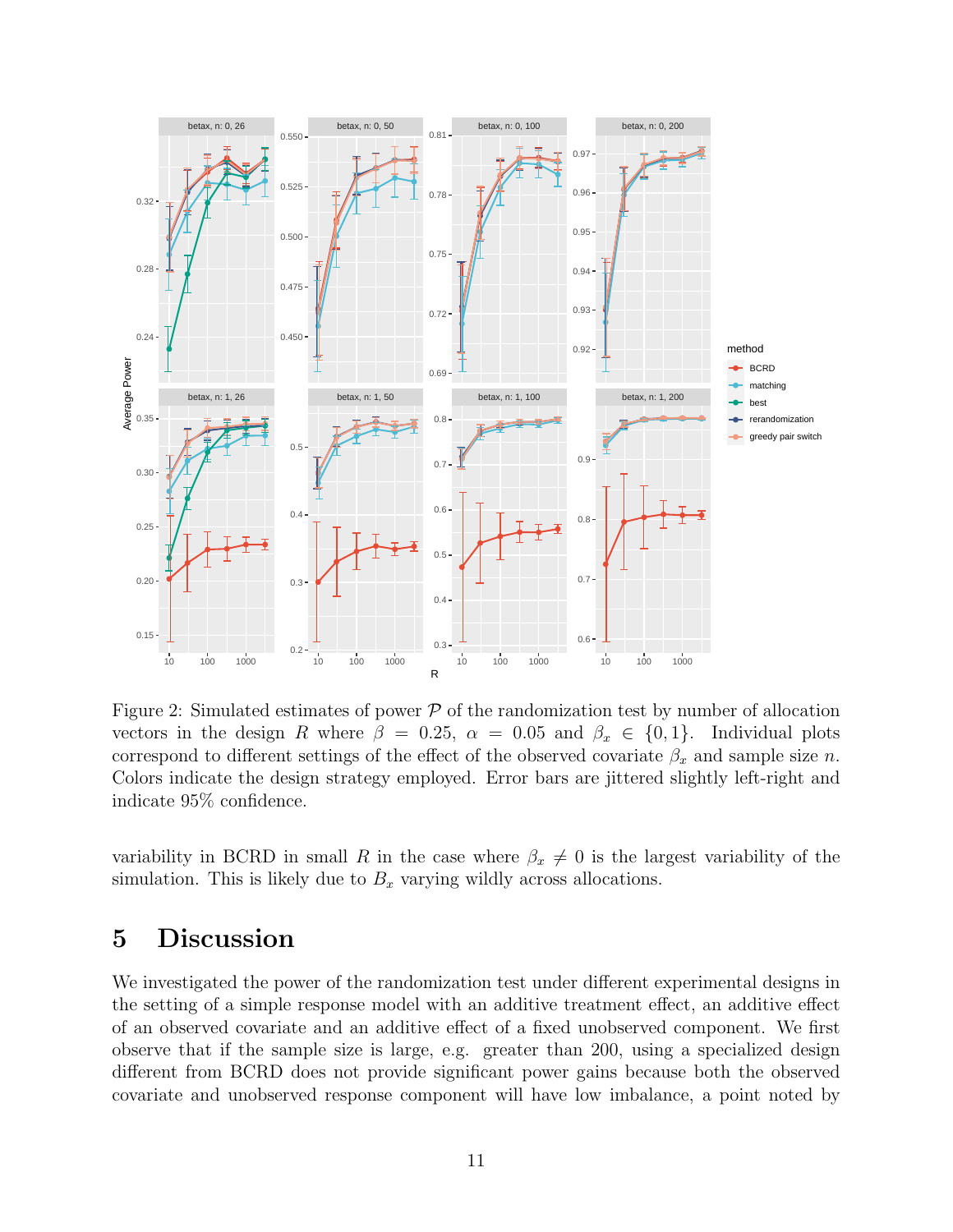Figure 2: Simulated estimates of power $\mathcal{P}$ of the randomization test by number of allocation vectors in the design $R$ where $\beta = 0.25$, $\alpha = 0.05$ and $\beta_x \in \{0, 1\}$. Individual plots correspond to different settings of the effect of the observed covariate $\beta_x$ and sample size $n$. Colors indicate the design strategy employed. Error bars are jittered slightly left-right and indicate 95% confidence.

variability in BCRD in small $R$ in the case where $\beta_x \neq 0$ is the largest variability of the simulation. This is likely due to $B_x$ varying wildly across allocations.

# 5 Discussion

We investigated the power of the randomization test under different experimental designs in the setting of a simple response model with an additive treatment effect, an additive effect of an observed covariate and an additive effect of a fixed unobserved component. We first observe that if the sample size is large, e.g. greater than 200, using a specialized design different from BCRD does not provide significant power gains because both the observed covariate and unobserved response component will have low imbalance, a point noted by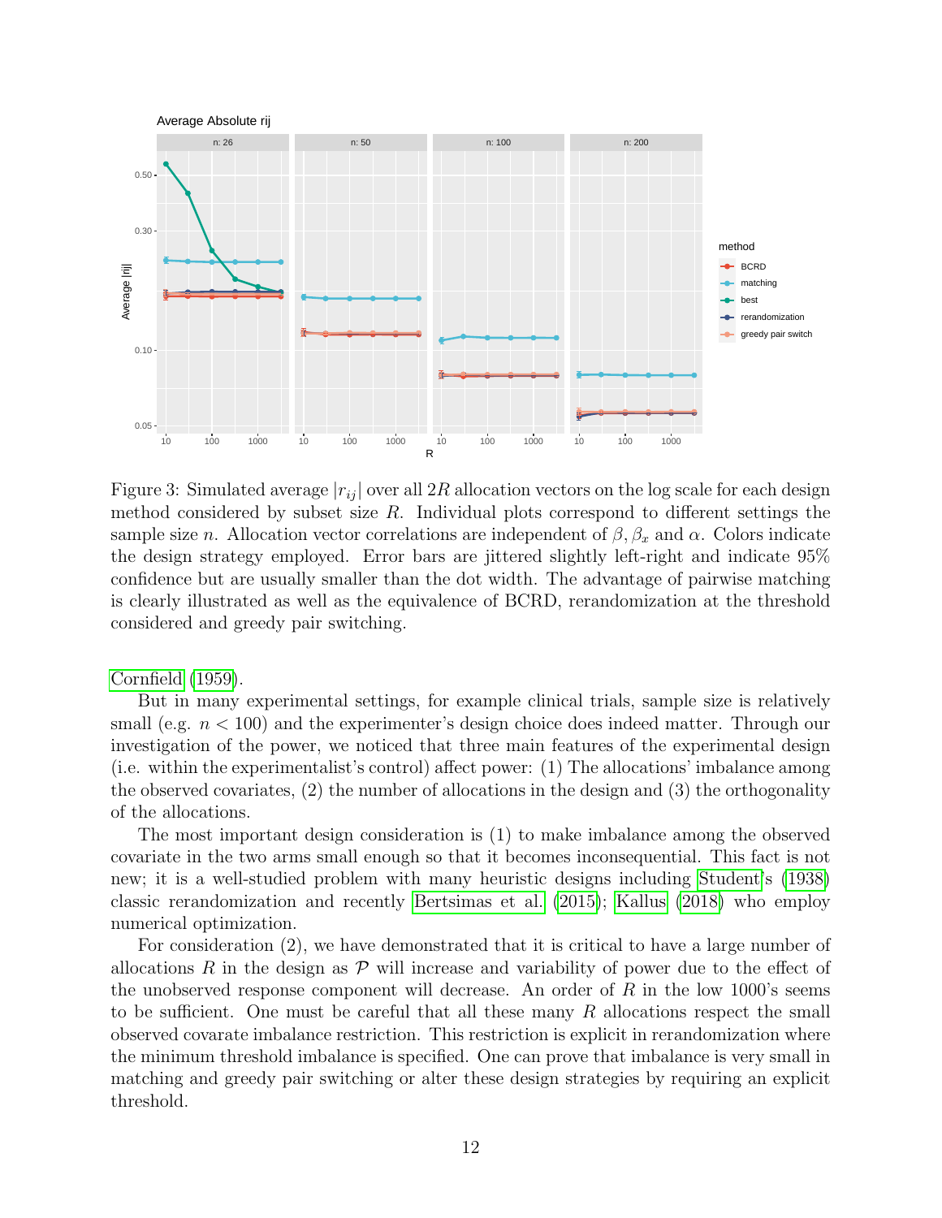Figure 3: Simulated average $|r_{ij}|$ over all $2R$ allocation vectors on the log scale for each design method considered by subset size $R$. Individual plots correspond to different settings the sample size $n$. Allocation vector correlations are independent of $\beta, \beta_x$ and $\alpha$. Colors indicate the design strategy employed. Error bars are jittered slightly left-right and indicate 95% confidence but are usually smaller than the dot width. The advantage of pairwise matching is clearly illustrated as well as the equivalence of BCRD, rerandomization at the threshold considered and greedy pair switching.

Cornfield (1959).

But in many experimental settings, for example clinical trials, sample size is relatively small (e.g. $n < 100$) and the experimenter's design choice does indeed matter. Through our investigation of the power, we noticed that three main features of the experimental design (i.e. within the experimentalist's control) affect power: (1) The allocations' imbalance among the observed covariates, (2) the number of allocations in the design and (3) the orthogonality of the allocations.

The most important design consideration is (1) to make imbalance among the observed covariate in the two arms small enough so that it becomes inconsequential. This fact is not new; it is a well-studied problem with many heuristic designs including Student's (1938) classic rerandomization and recently Bertsimas et al. (2015); Kallus (2018) who employ numerical optimization.

For consideration (2), we have demonstrated that it is critical to have a large number of allocations $R$ in the design as $\mathcal{P}$ will increase and variability of power due to the effect of the unobserved response component will decrease. An order of $R$ in the low 1000's seems to be sufficient. One must be careful that all these many $R$ allocations respect the small observed covarate imbalance restriction. This restriction is explicit in rerandomization where the minimum threshold imbalance is specified. One can prove that imbalance is very small in matching and greedy pair switching or alter these design strategies by requiring an explicit threshold.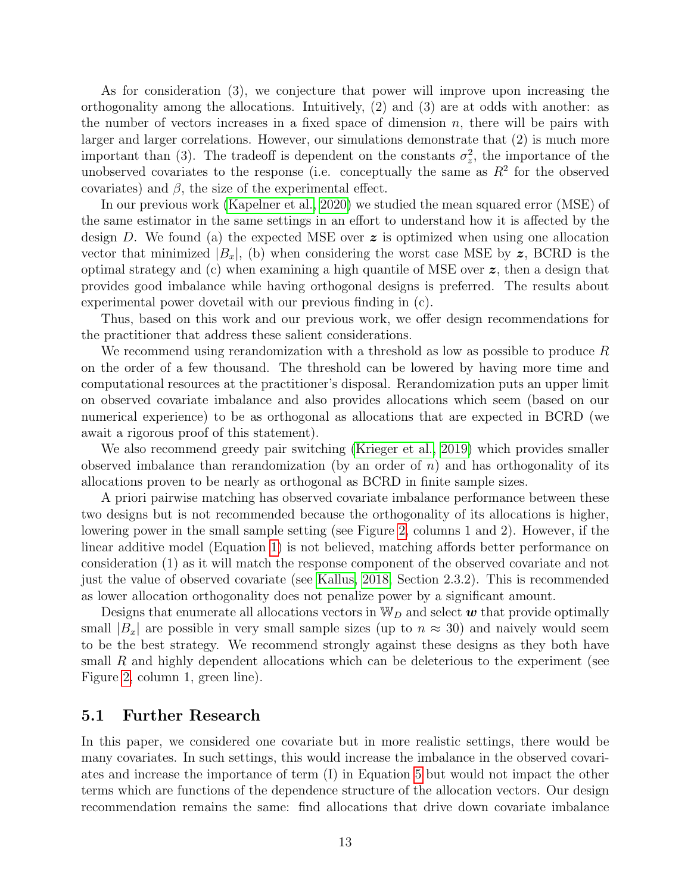As for consideration (3), we conjecture that power will improve upon increasing the orthogonality among the allocations. Intuitively, (2) and (3) are at odds with another: as the number of vectors increases in a fixed space of dimension $n$, there will be pairs with larger and larger correlations. However, our simulations demonstrate that (2) is much more important than (3). The tradeoff is dependent on the constants $\sigma_z^2$, the importance of the unobserved covariates to the response (i.e. conceptually the same as $R^2$ for the observed covariates) and $\beta$, the size of the experimental effect.

In our previous work (Kapelner et al., 2020) we studied the mean squared error (MSE) of the same estimator in the same settings in an effort to understand how it is affected by the design $D$. We found (a) the expected MSE over $\boldsymbol{z}$ is optimized when using one allocation vector that minimized $|B_x|$, (b) when considering the worst case MSE by $\boldsymbol{z}$, BCRD is the optimal strategy and (c) when examining a high quantile of MSE over $\boldsymbol{z}$, then a design that provides good imbalance while having orthogonal designs is preferred. The results about experimental power dovetail with our previous finding in (c).

Thus, based on this work and our previous work, we offer design recommendations for the practitioner that address these salient considerations.

We recommend using rerandomization with a threshold as low as possible to produce $R$ on the order of a few thousand. The threshold can be lowered by having more time and computational resources at the practitioner's disposal. Rerandomization puts an upper limit on observed covariate imbalance and also provides allocations which seem (based on our numerical experience) to be as orthogonal as allocations that are expected in BCRD (we await a rigorous proof of this statement).

We also recommend greedy pair switching (Krieger et al., 2019) which provides smaller observed imbalance than rerandomization (by an order of $n$) and has orthogonality of its allocations proven to be nearly as orthogonal as BCRD in finite sample sizes.

A priori pairwise matching has observed covariate imbalance performance between these two designs but is not recommended because the orthogonality of its allocations is higher, lowering power in the small sample setting (see Figure 2, columns 1 and 2). However, if the linear additive model (Equation 1) is not believed, matching affords better performance on consideration (1) as it will match the response component of the observed covariate and not just the value of observed covariate (see Kallus, 2018, Section 2.3.2). This is recommended as lower allocation orthogonality does not penalize power by a significant amount.

Designs that enumerate all allocations vectors in $\mathbb{W}_D$ and select $\boldsymbol{w}$ that provide optimally small $|B_x|$ are possible in very small sample sizes (up to $n \approx 30$) and naively would seem to be the best strategy. We recommend strongly against these designs as they both have small $R$ and highly dependent allocations which can be deleterious to the experiment (see Figure 2, column 1, green line).

## 5.1 Further Research

In this paper, we considered one covariate but in more realistic settings, there would be many covariates. In such settings, this would increase the imbalance in the observed covariates and increase the importance of term (I) in Equation 5 but would not impact the other terms which are functions of the dependence structure of the allocation vectors. Our design recommendation remains the same: find allocations that drive down covariate imbalance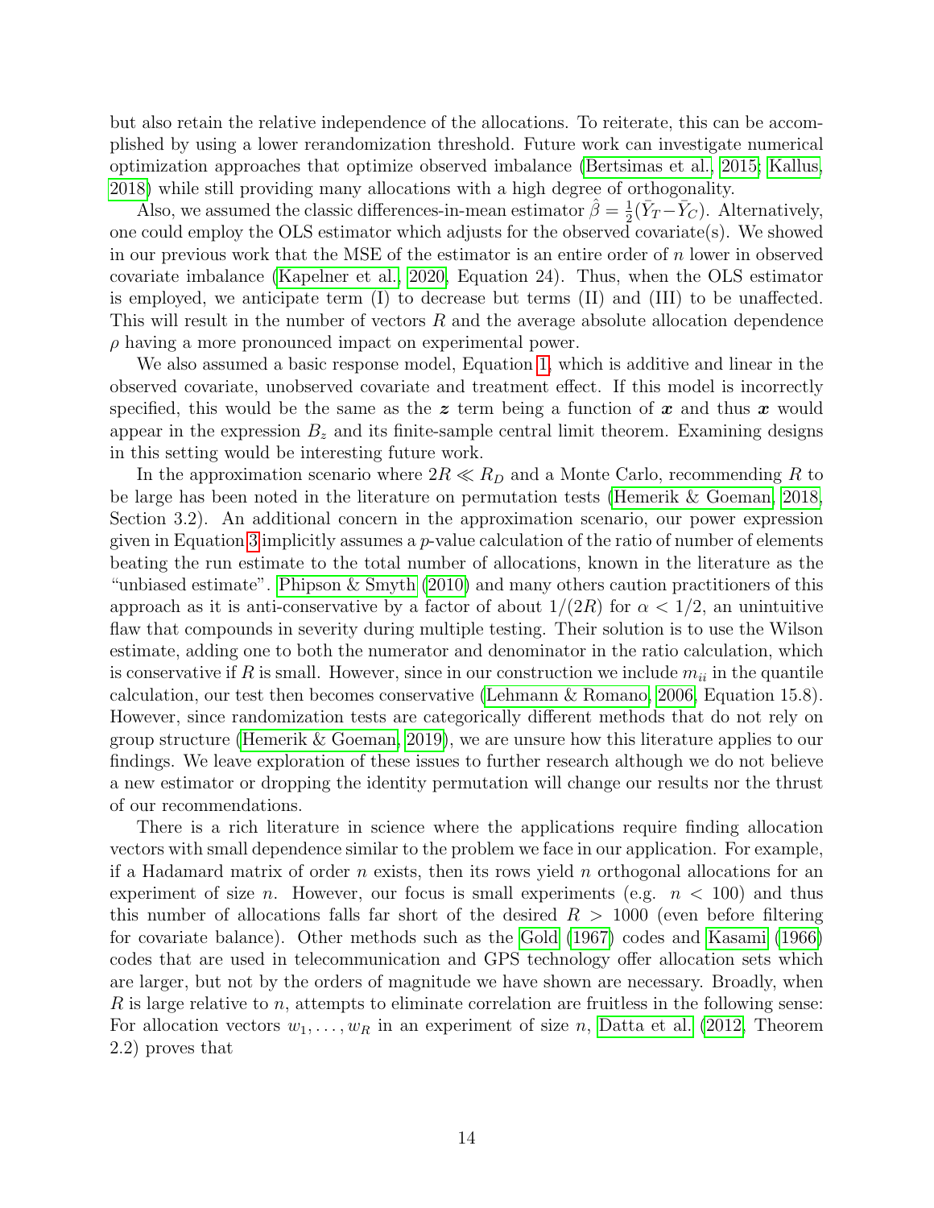but also retain the relative independence of the allocations. To reiterate, this can be accomplished by using a lower rerandomization threshold. Future work can investigate numerical optimization approaches that optimize observed imbalance (Bertsimas et al., 2015; Kallus, 2018) while still providing many allocations with a high degree of orthogonality.

Also, we assumed the classic differences-in-mean estimator $\hat{\beta} = \frac{1}{2}(\bar{Y}_T - \bar{Y}_C)$. Alternatively, one could employ the OLS estimator which adjusts for the observed covariate(s). We showed in our previous work that the MSE of the estimator is an entire order of $n$ lower in observed covariate imbalance (Kapelner et al., 2020, Equation 24). Thus, when the OLS estimator is employed, we anticipate term (I) to decrease but terms (II) and (III) to be unaffected. This will result in the number of vectors $R$ and the average absolute allocation dependence $\rho$ having a more pronounced impact on experimental power.

We also assumed a basic response model, Equation 1, which is additive and linear in the observed covariate, unobserved covariate and treatment effect. If this model is incorrectly specified, this would be the same as the $\boldsymbol{z}$ term being a function of $\boldsymbol{x}$ and thus $\boldsymbol{x}$ would appear in the expression $B_z$ and its finite-sample central limit theorem. Examining designs in this setting would be interesting future work.

In the approximation scenario where $2R \ll R_D$ and a Monte Carlo, recommending $R$ to be large has been noted in the literature on permutation tests (Hemerik & Goeman, 2018, Section 3.2). An additional concern in the approximation scenario, our power expression given in Equation 3 implicitly assumes a $p$-value calculation of the ratio of number of elements beating the run estimate to the total number of allocations, known in the literature as the "unbiased estimate". Phipson & Smyth (2010) and many others caution practitioners of this approach as it is anti-conservative by a factor of about $1/(2R)$ for $\alpha < 1/2$, an unintuitive flaw that compounds in severity during multiple testing. Their solution is to use the Wilson estimate, adding one to both the numerator and denominator in the ratio calculation, which is conservative if $R$ is small. However, since in our construction we include $m_{ii}$ in the quantile calculation, our test then becomes conservative (Lehmann & Romano, 2006, Equation 15.8). However, since randomization tests are categorically different methods that do not rely on group structure (Hemerik & Goeman, 2019), we are unsure how this literature applies to our findings. We leave exploration of these issues to further research although we do not believe a new estimator or dropping the identity permutation will change our results nor the thrust of our recommendations.

There is a rich literature in science where the applications require finding allocation vectors with small dependence similar to the problem we face in our application. For example, if a Hadamard matrix of order $n$ exists, then its rows yield $n$ orthogonal allocations for an experiment of size $n$. However, our focus is small experiments (e.g. $n < 100$) and thus this number of allocations falls far short of the desired $R > 1000$ (even before filtering for covariate balance). Other methods such as the Gold (1967) codes and Kasami (1966) codes that are used in telecommunication and GPS technology offer allocation sets which are larger, but not by the orders of magnitude we have shown are necessary. Broadly, when $R$ is large relative to $n$, attempts to eliminate correlation are fruitless in the following sense: For allocation vectors $w_1, \ldots, w_R$ in an experiment of size $n$, Datta et al. (2012, Theorem 2.2) proves that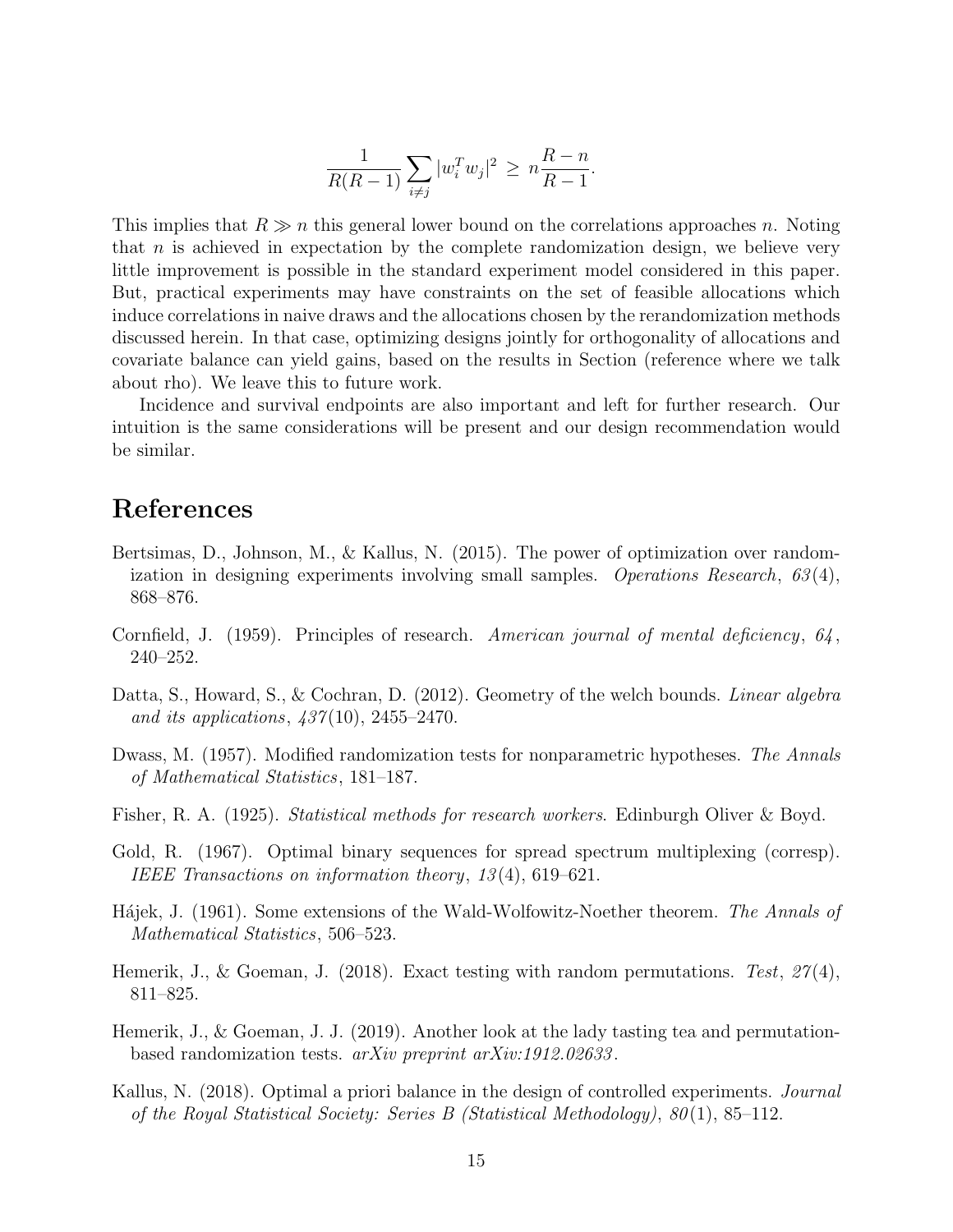$$\frac{1}{R(R-1)} \sum_{i \neq j} |w_i^T w_j|^2 \ \geq \ n \frac{R-n}{R-1}.$$

This implies that $R \gg n$ this general lower bound on the correlations approaches $n$. Noting that $n$ is achieved in expectation by the complete randomization design, we believe very little improvement is possible in the standard experiment model considered in this paper. But, practical experiments may have constraints on the set of feasible allocations which induce correlations in naive draws and the allocations chosen by the rerandomization methods discussed herein. In that case, optimizing designs jointly for orthogonality of allocations and covariate balance can yield gains, based on the results in Section (reference where we talk about rho). We leave this to future work.

Incidence and survival endpoints are also important and left for further research. Our intuition is the same considerations will be present and our design recommendation would be similar.

# References

Bertsimas, D., Johnson, M., & Kallus, N. (2015). The power of optimization over randomization in designing experiments involving small samples. *Operations Research*, *63*(4), 868–876.

Cornfield, J. (1959). Principles of research. *American journal of mental deficiency*, *64*, 240–252.

Datta, S., Howard, S., & Cochran, D. (2012). Geometry of the welch bounds. *Linear algebra and its applications*, *437*(10), 2455–2470.

Dwass, M. (1957). Modified randomization tests for nonparametric hypotheses. *The Annals of Mathematical Statistics*, 181–187.

Fisher, R. A. (1925). *Statistical methods for research workers*. Edinburgh Oliver & Boyd.

Gold, R. (1967). Optimal binary sequences for spread spectrum multiplexing (corresp). *IEEE Transactions on information theory*, *13*(4), 619–621.

Hájek, J. (1961). Some extensions of the Wald-Wolfowitz-Noether theorem. *The Annals of Mathematical Statistics*, 506–523.

Hemerik, J., & Goeman, J. (2018). Exact testing with random permutations. *Test*, *27*(4), 811–825.

Hemerik, J., & Goeman, J. J. (2019). Another look at the lady tasting tea and permutation-based randomization tests. *arXiv preprint arXiv:1912.02633*.

Kallus, N. (2018). Optimal a priori balance in the design of controlled experiments. *Journal of the Royal Statistical Society: Series B (Statistical Methodology)*, *80*(1), 85–112.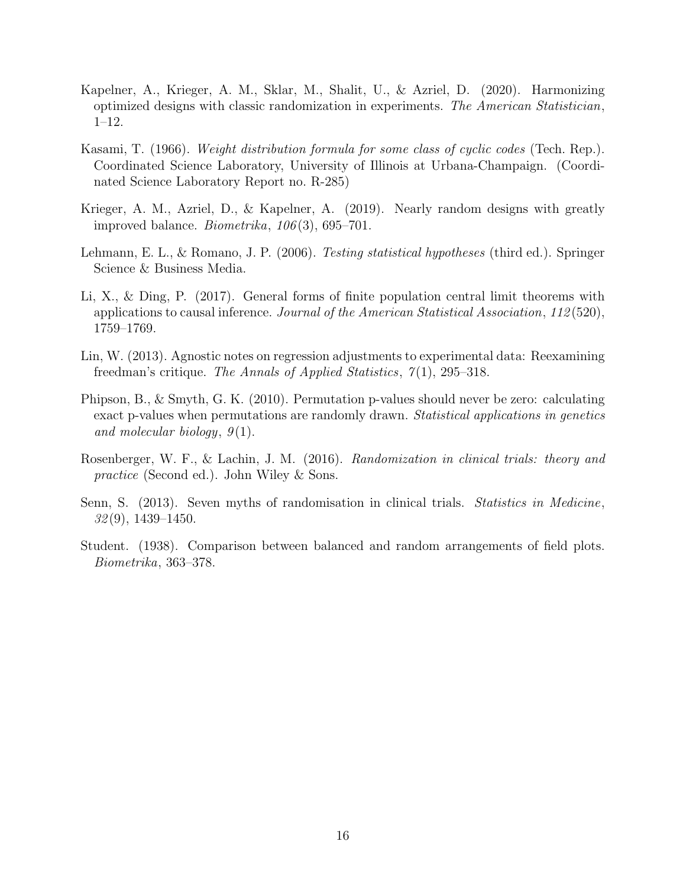Kapelner, A., Krieger, A. M., Sklar, M., Shalit, U., & Azriel, D. (2020). Harmonizing optimized designs with classic randomization in experiments. *The American Statistician*, 1–12.

Kasami, T. (1966). *Weight distribution formula for some class of cyclic codes* (Tech. Rep.). Coordinated Science Laboratory, University of Illinois at Urbana-Champaign. (Coordinated Science Laboratory Report no. R-285)

Krieger, A. M., Azriel, D., & Kapelner, A. (2019). Nearly random designs with greatly improved balance. *Biometrika*, *106*(3), 695–701.

Lehmann, E. L., & Romano, J. P. (2006). *Testing statistical hypotheses* (third ed.). Springer Science & Business Media.

Li, X., & Ding, P. (2017). General forms of finite population central limit theorems with applications to causal inference. *Journal of the American Statistical Association*, *112*(520), 1759–1769.

Lin, W. (2013). Agnostic notes on regression adjustments to experimental data: Reexamining freedman's critique. *The Annals of Applied Statistics*, *7*(1), 295–318.

Phipson, B., & Smyth, G. K. (2010). Permutation p-values should never be zero: calculating exact p-values when permutations are randomly drawn. *Statistical applications in genetics and molecular biology*, *9*(1).

Rosenberger, W. F., & Lachin, J. M. (2016). *Randomization in clinical trials: theory and practice* (Second ed.). John Wiley & Sons.

Senn, S. (2013). Seven myths of randomisation in clinical trials. *Statistics in Medicine*, *32*(9), 1439–1450.

Student. (1938). Comparison between balanced and random arrangements of field plots. *Biometrika*, 363–378.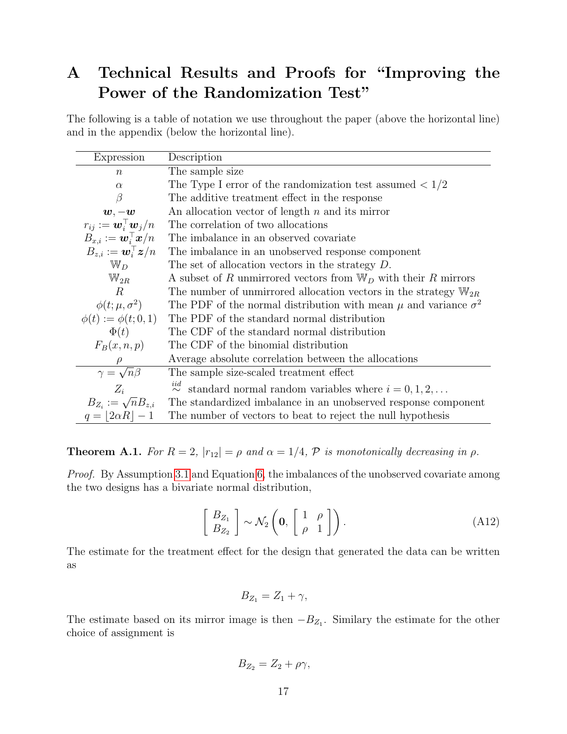# A Technical Results and Proofs for "Improving the Power of the Randomization Test"

The following is a table of notation we use throughout the paper (above the horizontal line) and in the appendix (below the horizontal line).

| Expression | Description |
|---|---|
| $n$ | The sample size |
| $\alpha$ | The Type I error of the randomization test assumed $< 1/2$ |
| $\beta$ | The additive treatment effect in the response |
| $\boldsymbol{w}, -\boldsymbol{w}$ | An allocation vector of length $n$ and its mirror |
| $r_{ij} := \boldsymbol{w}_i^\top \boldsymbol{w}_j / n$ | The correlation of two allocations |
| $B_{x,i} := \boldsymbol{w}_i^\top \boldsymbol{x} / n$ | The imbalance in an observed covariate |
| $B_{z,i} := \boldsymbol{w}_i^\top \boldsymbol{z} / n$ | The imbalance in an unobserved response component |
| $\mathbb{W}_D$ | The set of allocation vectors in the strategy $D$. |
| $\mathbb{W}_{2R}$ | A subset of $R$ unmirrored vectors from $\mathbb{W}_D$ with their $R$ mirrors |
| $R$ | The number of unmirrored allocation vectors in the strategy $\mathbb{W}_{2R}$ |
| $\phi(t; \mu, \sigma^2)$ | The PDF of the normal distribution with mean $\mu$ and variance $\sigma^2$ |
| $\phi(t) := \phi(t; 0, 1)$ | The PDF of the standard normal distribution |
| $\Phi(t)$ | The CDF of the standard normal distribution |
| $F_B(x, n, p)$ | The CDF of the binomial distribution |
| $\rho$ | Average absolute correlation between the allocations |
| $\gamma = \sqrt{n}\beta$ | The sample size-scaled treatment effect |
| $Z_i$ | $\overset{iid}{\sim}$ standard normal random variables where $i = 0, 1, 2, \ldots$ |
| $B_{Z_i} := \sqrt{n} B_{z,i}$ | The standardized imbalance in an unobserved response component |
| $q = \lfloor 2\alpha R \rfloor - 1$ | The number of vectors to beat to reject the null hypothesis |

**Theorem A.1.** *For $R = 2$, $|r_{12}| = \rho$ and $\alpha = 1/4$, $\mathcal{P}$ is monotonically decreasing in $\rho$.*

*Proof.* By Assumption 3.1 and Equation 6, the imbalances of the unobserved covariate among the two designs has a bivariate normal distribution,

$$\begin{bmatrix} B_{Z_1} \\ B_{Z_2} \end{bmatrix} \sim \mathcal{N}_2\left(\mathbf{0}, \begin{bmatrix} 1 & \rho \\ \rho & 1 \end{bmatrix}\right). \tag{A12}$$

The estimate for the treatment effect for the design that generated the data can be written as

$$B_{Z_1} = Z_1 + \gamma,$$

The estimate based on its mirror image is then $-B_{Z_1}$. Similary the estimate for the other choice of assignment is

$$B_{Z_2} = Z_2 + \rho\gamma,$$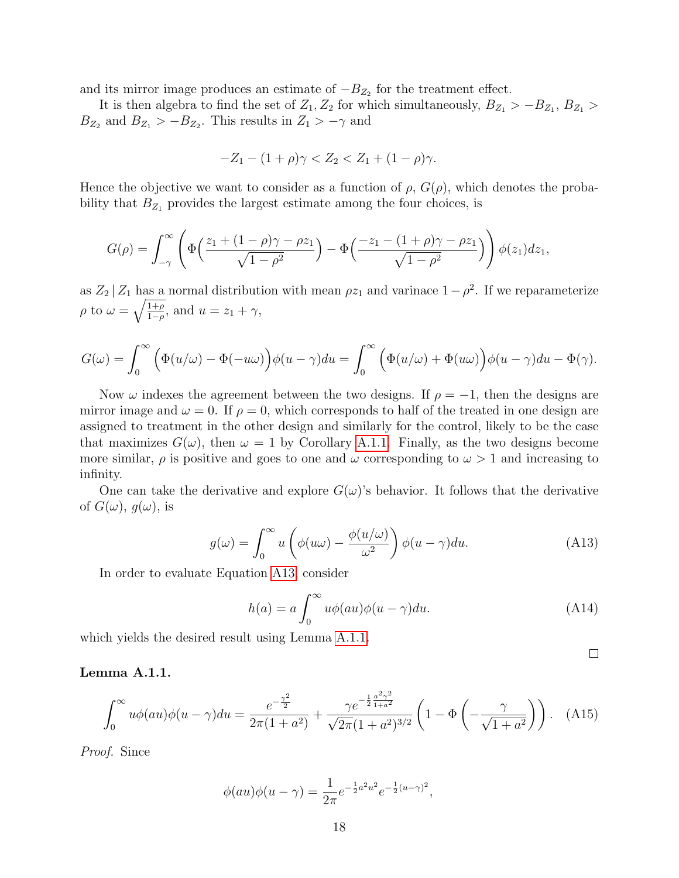and its mirror image produces an estimate of $-B_{Z_2}$ for the treatment effect.

It is then algebra to find the set of $Z_1, Z_2$ for which simultaneously, $B_{Z_1} > -B_{Z_1}$, $B_{Z_1} > B_{Z_2}$ and $B_{Z_1} > -B_{Z_2}$. This results in $Z_1 > -\gamma$ and

$$-Z_1 - (1+\rho)\gamma < Z_2 < Z_1 + (1-\rho)\gamma.$$

Hence the objective we want to consider as a function of $\rho$, $G(\rho)$, which denotes the probability that $B_{Z_1}$ provides the largest estimate among the four choices, is

$$G(\rho) = \int_{-\gamma}^{\infty} \left( \Phi\Big(\frac{z_1 + (1-\rho)\gamma - \rho z_1}{\sqrt{1-\rho^2}}\Big) - \Phi\Big(\frac{-z_1 - (1+\rho)\gamma - \rho z_1}{\sqrt{1-\rho^2}}\Big) \right) \phi(z_1) dz_1,$$

as $Z_2 \,|\, Z_1$ has a normal distribution with mean $\rho z_1$ and varinace $1-\rho^2$. If we reparameterize $\rho$ to $\omega = \sqrt{\frac{1+\rho}{1-\rho}}$, and $u = z_1 + \gamma$,

$$G(\omega) = \int_0^{\infty} \Big(\Phi(u/\omega) - \Phi(-u\omega)\Big)\phi(u-\gamma)du = \int_0^{\infty} \Big(\Phi(u/\omega) + \Phi(u\omega)\Big)\phi(u-\gamma)du - \Phi(\gamma).$$

Now $\omega$ indexes the agreement between the two designs. If $\rho = -1$, then the designs are mirror image and $\omega = 0$. If $\rho = 0$, which corresponds to half of the treated in one design are assigned to treatment in the other design and similarly for the control, likely to be the case that maximizes $G(\omega)$, then $\omega = 1$ by Corollary A.1.1. Finally, as the two designs become more similar, $\rho$ is positive and goes to one and $\omega$ corresponding to $\omega > 1$ and increasing to infinity.

One can take the derivative and explore $G(\omega)$'s behavior. It follows that the derivative of $G(\omega)$, $g(\omega)$, is

$$g(\omega) = \int_0^{\infty} u \left( \phi(u\omega) - \frac{\phi(u/\omega)}{\omega^2} \right) \phi(u-\gamma) du. \tag{A13}$$

In order to evaluate Equation A13, consider

$$h(a) = a \int_0^{\infty} u\phi(au)\phi(u-\gamma)du. \tag{A14}$$

which yields the desired result using Lemma A.1.1.

□

**Lemma A.1.1.**

$$\int_0^{\infty} u\phi(au)\phi(u-\gamma)du = \frac{e^{-\frac{\gamma^2}{2}}}{2\pi(1+a^2)} + \frac{\gamma e^{-\frac{1}{2}\frac{a^2\gamma^2}{1+a^2}}}{\sqrt{2\pi}(1+a^2)^{3/2}} \left( 1 - \Phi\left( -\frac{\gamma}{\sqrt{1+a^2}} \right) \right). \tag{A15}$$

*Proof.* Since

$$\phi(au)\phi(u-\gamma) = \frac{1}{2\pi} e^{-\frac{1}{2}a^2u^2} e^{-\frac{1}{2}(u-\gamma)^2},$$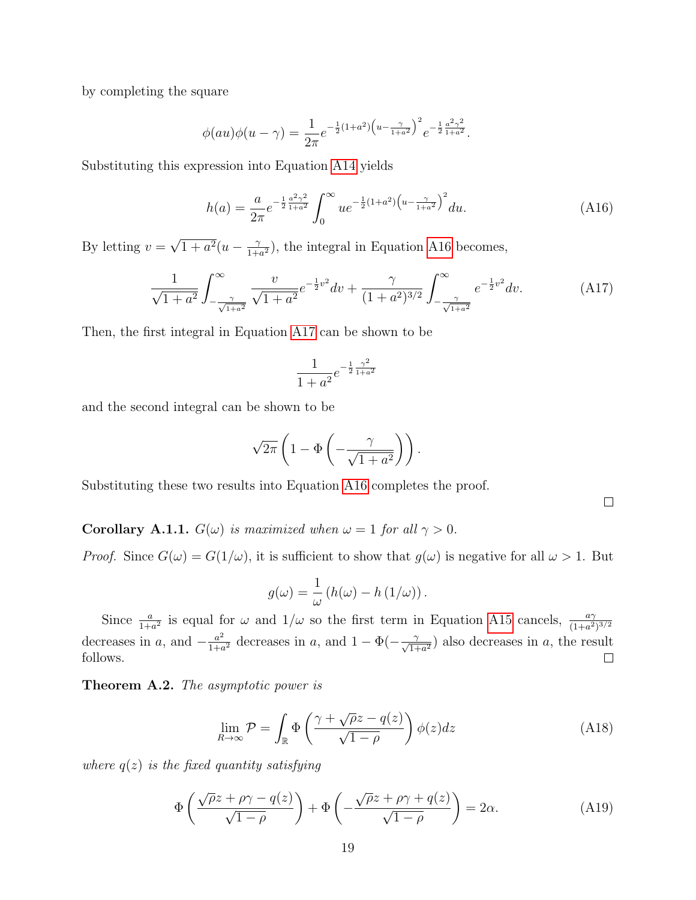by completing the square

$$\phi(au)\phi(u-\gamma) = \frac{1}{2\pi} e^{-\frac{1}{2}(1+a^2)\left(u-\frac{\gamma}{1+a^2}\right)^2} e^{-\frac{1}{2}\frac{a^2\gamma^2}{1+a^2}}.$$

Substituting this expression into Equation A14 yields

$$h(a) = \frac{a}{2\pi} e^{-\frac{1}{2}\frac{a^2\gamma^2}{1+a^2}} \int_0^\infty u e^{-\frac{1}{2}(1+a^2)\left(u-\frac{\gamma}{1+a^2}\right)^2} du. \tag{A16}$$

By letting $v = \sqrt{1+a^2}(u - \frac{\gamma}{1+a^2})$, the integral in Equation A16 becomes,

$$\frac{1}{\sqrt{1+a^2}} \int_{-\frac{\gamma}{\sqrt{1+a^2}}}^{\infty} \frac{v}{\sqrt{1+a^2}} e^{-\frac{1}{2}v^2} dv + \frac{\gamma}{(1+a^2)^{3/2}} \int_{-\frac{\gamma}{\sqrt{1+a^2}}}^{\infty} e^{-\frac{1}{2}v^2} dv. \tag{A17}$$

Then, the first integral in Equation A17 can be shown to be

$$\frac{1}{1+a^2} e^{-\frac{1}{2}\frac{\gamma^2}{1+a^2}}$$

and the second integral can be shown to be

$$\sqrt{2\pi}\left(1 - \Phi\left(-\frac{\gamma}{\sqrt{1+a^2}}\right)\right).$$

Substituting these two results into Equation A16 completes the proof. □

**Corollary A.1.1.** *$G(\omega)$ is maximized when $\omega = 1$ for all $\gamma > 0$.*

*Proof.* Since $G(\omega) = G(1/\omega)$, it is sufficient to show that $g(\omega)$ is negative for all $\omega > 1$. But

$$g(\omega) = \frac{1}{\omega}\left(h(\omega) - h\left(1/\omega\right)\right).$$

Since $\frac{a}{1+a^2}$ is equal for $\omega$ and $1/\omega$ so the first term in Equation A15 cancels, $\frac{a\gamma}{(1+a^2)^{3/2}}$ decreases in $a$, and $-\frac{a^2}{1+a^2}$ decreases in $a$, and $1 - \Phi(-\frac{\gamma}{\sqrt{1+a^2}})$ also decreases in $a$, the result follows. □

**Theorem A.2.** *The asymptotic power is*

$$\lim_{R\to\infty} \mathcal{P} = \int_{\mathbb{R}} \Phi\left(\frac{\gamma + \sqrt{\rho}z - q(z)}{\sqrt{1-\rho}}\right)\phi(z)dz \tag{A18}$$

*where $q(z)$ is the fixed quantity satisfying*

$$\Phi\left(\frac{\sqrt{\rho}z + \rho\gamma - q(z)}{\sqrt{1-\rho}}\right) + \Phi\left(-\frac{\sqrt{\rho}z + \rho\gamma + q(z)}{\sqrt{1-\rho}}\right) = 2\alpha. \tag{A19}$$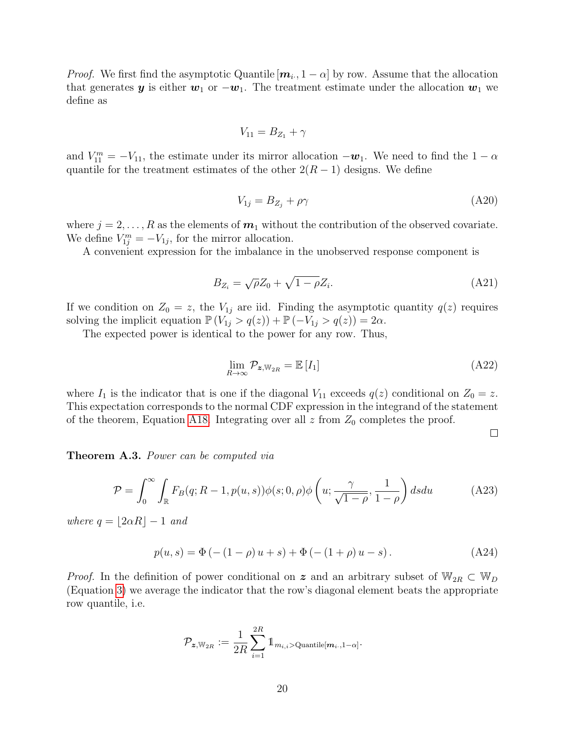*Proof.* We first find the asymptotic Quantile $[\boldsymbol{m}_{i\cdot}, 1-\alpha]$ by row. Assume that the allocation that generates $\boldsymbol{y}$ is either $\boldsymbol{w}_1$ or $-\boldsymbol{w}_1$. The treatment estimate under the allocation $\boldsymbol{w}_1$ we define as

$$V_{11} = B_{Z_1} + \gamma$$

and $V_{11}^m = -V_{11}$, the estimate under its mirror allocation $-\boldsymbol{w}_1$. We need to find the $1-\alpha$ quantile for the treatment estimates of the other $2(R-1)$ designs. We define

$$V_{1j} = B_{Z_j} + \rho\gamma \tag{A20}$$

where $j = 2, \ldots, R$ as the elements of $\boldsymbol{m}_1$ without the contribution of the observed covariate. We define $V_{1j}^m = -V_{1j}$, for the mirror allocation.

A convenient expression for the imbalance in the unobserved response component is

$$B_{Z_i} = \sqrt{\rho} Z_0 + \sqrt{1-\rho} Z_i. \tag{A21}$$

If we condition on $Z_0 = z$, the $V_{1j}$ are iid. Finding the asymptotic quantity $q(z)$ requires solving the implicit equation $\mathbb{P}(V_{1j} > q(z)) + \mathbb{P}(-V_{1j} > q(z)) = 2\alpha$.

The expected power is identical to the power for any row. Thus,

$$\lim_{R\to\infty} \mathcal{P}_{\boldsymbol{z}, \mathbb{W}_{2R}} = \mathbb{E}[I_1] \tag{A22}$$

where $I_1$ is the indicator that is one if the diagonal $V_{11}$ exceeds $q(z)$ conditional on $Z_0 = z$. This expectation corresponds to the normal CDF expression in the integrand of the statement of the theorem, Equation A18. Integrating over all $z$ from $Z_0$ completes the proof. $\square$

**Theorem A.3.** *Power can be computed via*

$$\mathcal{P} = \int_0^\infty \int_{\mathbb{R}} F_B(q; R-1, p(u,s)) \phi(s; 0, \rho) \phi\left(u; \frac{\gamma}{\sqrt{1-\rho}}, \frac{1}{1-\rho}\right) ds du \tag{A23}$$

*where* $q = \lfloor 2\alpha R \rfloor - 1$ *and*

$$p(u,s) = \Phi\left(-(1-\rho)u + s\right) + \Phi\left(-(1+\rho)u - s\right). \tag{A24}$$

*Proof.* In the definition of power conditional on $\boldsymbol{z}$ and an arbitrary subset of $\mathbb{W}_{2R} \subset \mathbb{W}_D$ (Equation 3) we average the indicator that the row's diagonal element beats the appropriate row quantile, i.e.

$$\mathcal{P}_{\boldsymbol{z}, \mathbb{W}_{2R}} := \frac{1}{2R} \sum_{i=1}^{2R} \mathbb{1}_{m_{i,i} > \text{Quantile}[\boldsymbol{m}_{i\cdot}, 1-\alpha]}.$$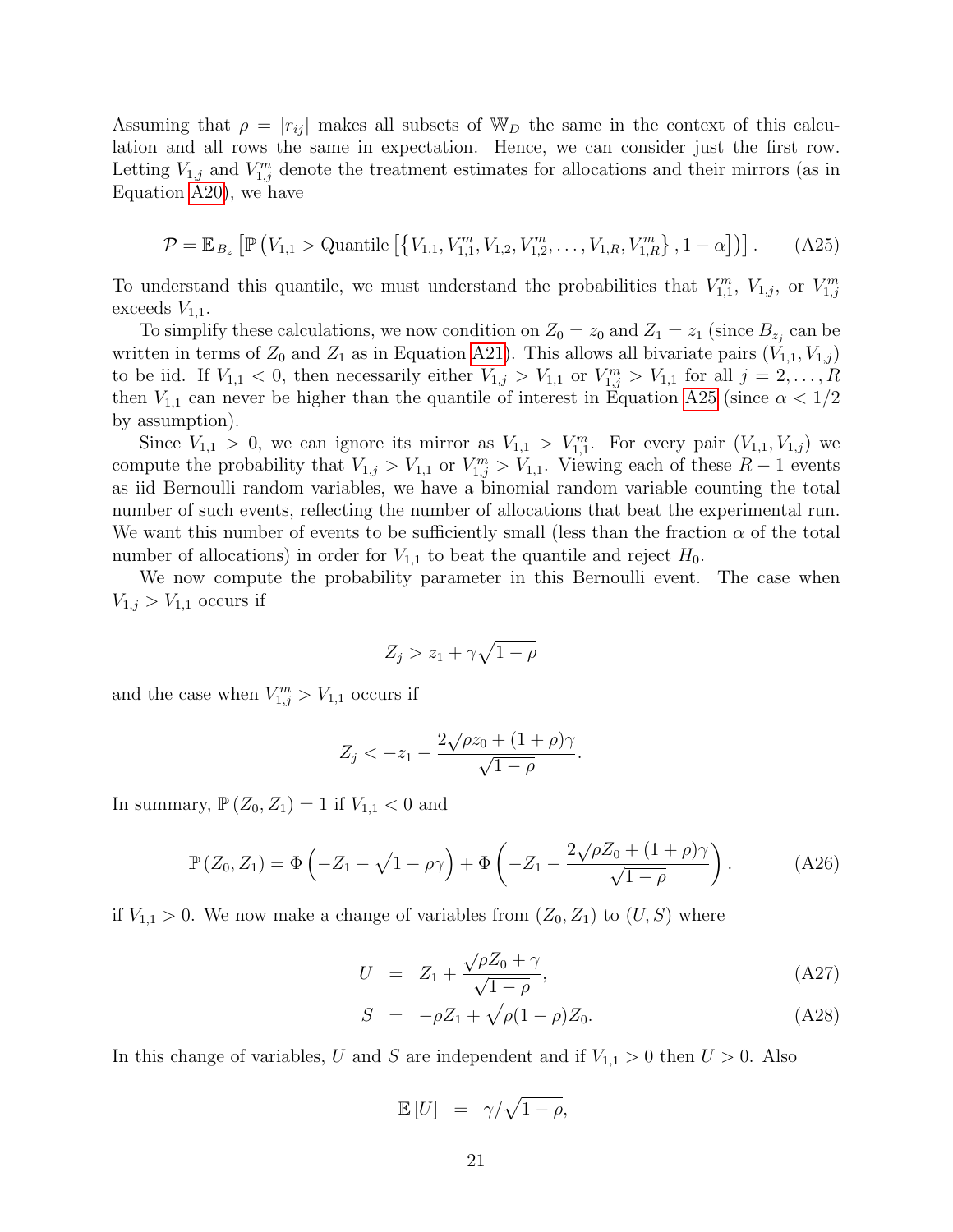Assuming that $\rho = |r_{ij}|$ makes all subsets of $\mathbb{W}_D$ the same in the context of this calculation and all rows the same in expectation. Hence, we can consider just the first row. Letting $V_{1,j}$ and $V_{1,j}^m$ denote the treatment estimates for allocations and their mirrors (as in Equation A20), we have

$$\mathcal{P} = \mathbb{E}_{B_z}\left[\mathbb{P}\left(V_{1,1} > \text{Quantile}\left[\left\{V_{1,1}, V_{1,1}^m, V_{1,2}, V_{1,2}^m, \ldots, V_{1,R}, V_{1,R}^m\right\}, 1-\alpha\right]\right)\right]. \tag{A25}$$

To understand this quantile, we must understand the probabilities that $V_{1,1}^m$, $V_{1,j}$, or $V_{1,j}^m$ exceeds $V_{1,1}$.

To simplify these calculations, we now condition on $Z_0 = z_0$ and $Z_1 = z_1$ (since $B_{z_j}$ can be written in terms of $Z_0$ and $Z_1$ as in Equation A21). This allows all bivariate pairs $(V_{1,1}, V_{1,j})$ to be iid. If $V_{1,1} < 0$, then necessarily either $V_{1,j} > V_{1,1}$ or $V_{1,j}^m > V_{1,1}$ for all $j = 2, \ldots, R$ then $V_{1,1}$ can never be higher than the quantile of interest in Equation A25 (since $\alpha < 1/2$ by assumption).

Since $V_{1,1} > 0$, we can ignore its mirror as $V_{1,1} > V_{1,1}^m$. For every pair $(V_{1,1}, V_{1,j})$ we compute the probability that $V_{1,j} > V_{1,1}$ or $V_{1,j}^m > V_{1,1}$. Viewing each of these $R-1$ events as iid Bernoulli random variables, we have a binomial random variable counting the total number of such events, reflecting the number of allocations that beat the experimental run. We want this number of events to be sufficiently small (less than the fraction $\alpha$ of the total number of allocations) in order for $V_{1,1}$ to beat the quantile and reject $H_0$.

We now compute the probability parameter in this Bernoulli event. The case when $V_{1,j} > V_{1,1}$ occurs if

$$Z_j > z_1 + \gamma\sqrt{1-\rho}$$

and the case when $V_{1,j}^m > V_{1,1}$ occurs if

$$Z_j < -z_1 - \frac{2\sqrt{\rho}z_0 + (1+\rho)\gamma}{\sqrt{1-\rho}}.$$

In summary, $\mathbb{P}(Z_0, Z_1) = 1$ if $V_{1,1} < 0$ and

$$\mathbb{P}(Z_0, Z_1) = \Phi\left(-Z_1 - \sqrt{1-\rho}\gamma\right) + \Phi\left(-Z_1 - \frac{2\sqrt{\rho}Z_0 + (1+\rho)\gamma}{\sqrt{1-\rho}}\right). \tag{A26}$$

if $V_{1,1} > 0$. We now make a change of variables from $(Z_0, Z_1)$ to $(U, S)$ where

$$U = Z_1 + \frac{\sqrt{\rho}Z_0 + \gamma}{\sqrt{1-\rho}}, \tag{A27}$$

$$S = -\rho Z_1 + \sqrt{\rho(1-\rho)}Z_0. \tag{A28}$$

In this change of variables, $U$ and $S$ are independent and if $V_{1,1} > 0$ then $U > 0$. Also

$$\mathbb{E}[U] = \gamma/\sqrt{1-\rho},$$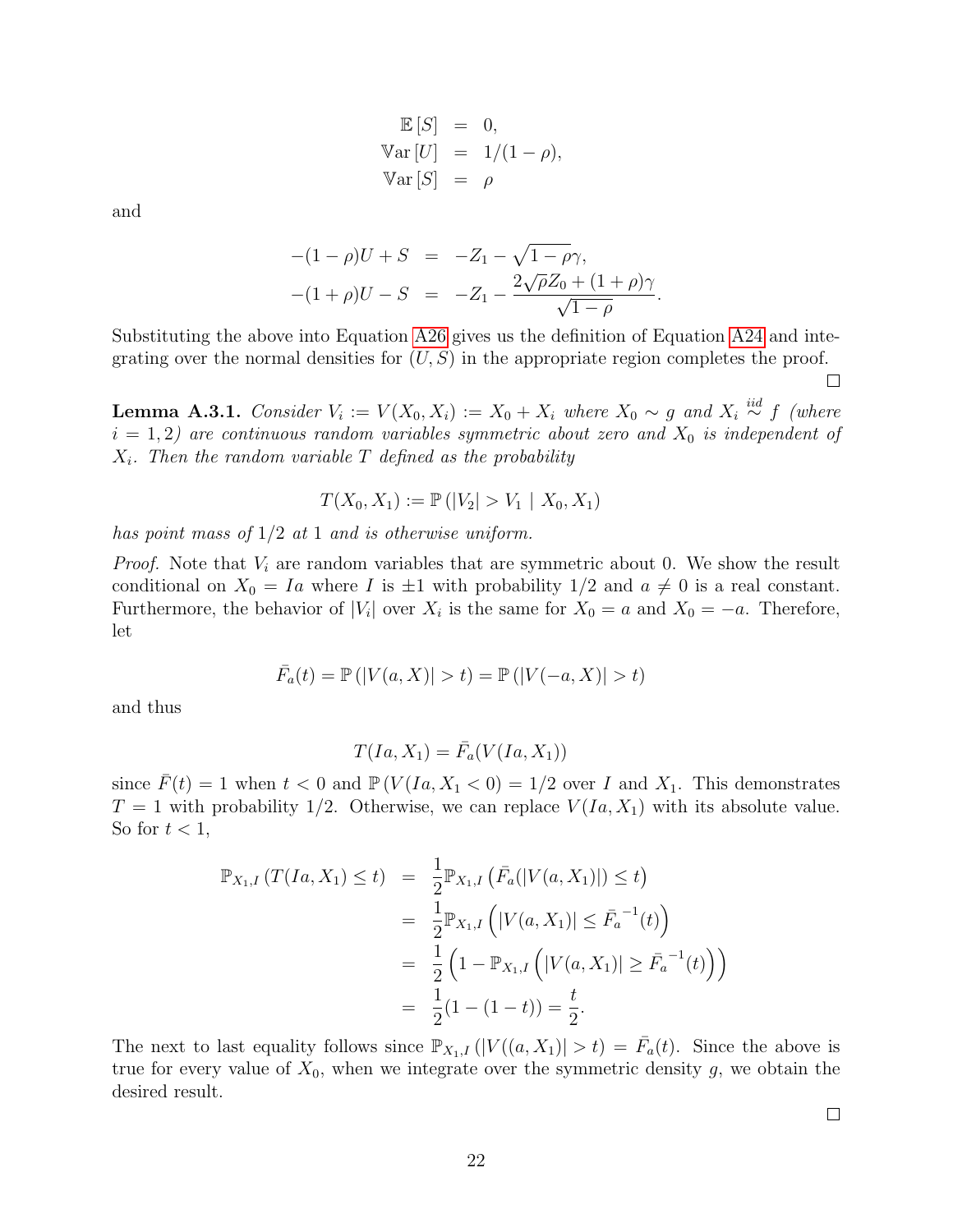$$
\begin{aligned}
\mathbb{E}[S] &= 0, \\
\mathbb{V}\mathrm{ar}[U] &= 1/(1-\rho), \\
\mathbb{V}\mathrm{ar}[S] &= \rho
\end{aligned}
$$

and

$$
\begin{aligned}
-(1-\rho)U + S &= -Z_1 - \sqrt{1-\rho}\gamma, \\
-(1+\rho)U - S &= -Z_1 - \frac{2\sqrt{\rho}Z_0 + (1+\rho)\gamma}{\sqrt{1-\rho}}.
\end{aligned}
$$

Substituting the above into Equation A26 gives us the definition of Equation A24 and integrating over the normal densities for $(U, S)$ in the appropriate region completes the proof. ∎

**Lemma A.3.1.** *Consider $V_i := V(X_0, X_i) := X_0 + X_i$ where $X_0 \sim g$ and $X_i \overset{iid}{\sim} f$ (where $i = 1, 2$) are continuous random variables symmetric about zero and $X_0$ is independent of $X_i$. Then the random variable $T$ defined as the probability*

$$
T(X_0, X_1) := \mathbb{P}\left(|V_2| > V_1 \mid X_0, X_1\right)
$$

*has point mass of $1/2$ at $1$ and is otherwise uniform.*

*Proof.* Note that $V_i$ are random variables that are symmetric about 0. We show the result conditional on $X_0 = Ia$ where $I$ is $\pm 1$ with probability $1/2$ and $a \neq 0$ is a real constant. Furthermore, the behavior of $|V_i|$ over $X_i$ is the same for $X_0 = a$ and $X_0 = -a$. Therefore, let

$$
\bar{F}_a(t) = \mathbb{P}\left(|V(a, X)| > t\right) = \mathbb{P}\left(|V(-a, X)| > t\right)
$$

and thus

$$
T(Ia, X_1) = \bar{F}_a(V(Ia, X_1))
$$

since $\bar{F}(t) = 1$ when $t < 0$ and $\mathbb{P}\left(V(Ia, X_1 < 0\right) = 1/2$ over $I$ and $X_1$. This demonstrates $T = 1$ with probability $1/2$. Otherwise, we can replace $V(Ia, X_1)$ with its absolute value. So for $t < 1$,

$$
\begin{aligned}
\mathbb{P}_{X_1,I}\left(T(Ia, X_1) \leq t\right) &= \frac{1}{2}\mathbb{P}_{X_1,I}\left(\bar{F}_a(|V(a, X_1)|) \leq t\right) \\
&= \frac{1}{2}\mathbb{P}_{X_1,I}\left(|V(a, X_1)| \leq \bar{F}_a^{-1}(t)\right) \\
&= \frac{1}{2}\left(1 - \mathbb{P}_{X_1,I}\left(|V(a, X_1)| \geq \bar{F}_a^{-1}(t)\right)\right) \\
&= \frac{1}{2}(1 - (1-t)) = \frac{t}{2}.
\end{aligned}
$$

The next to last equality follows since $\mathbb{P}_{X_1,I}\left(|V((a, X_1)| > t\right) = \bar{F}_a(t)$. Since the above is true for every value of $X_0$, when we integrate over the symmetric density $g$, we obtain the desired result. ∎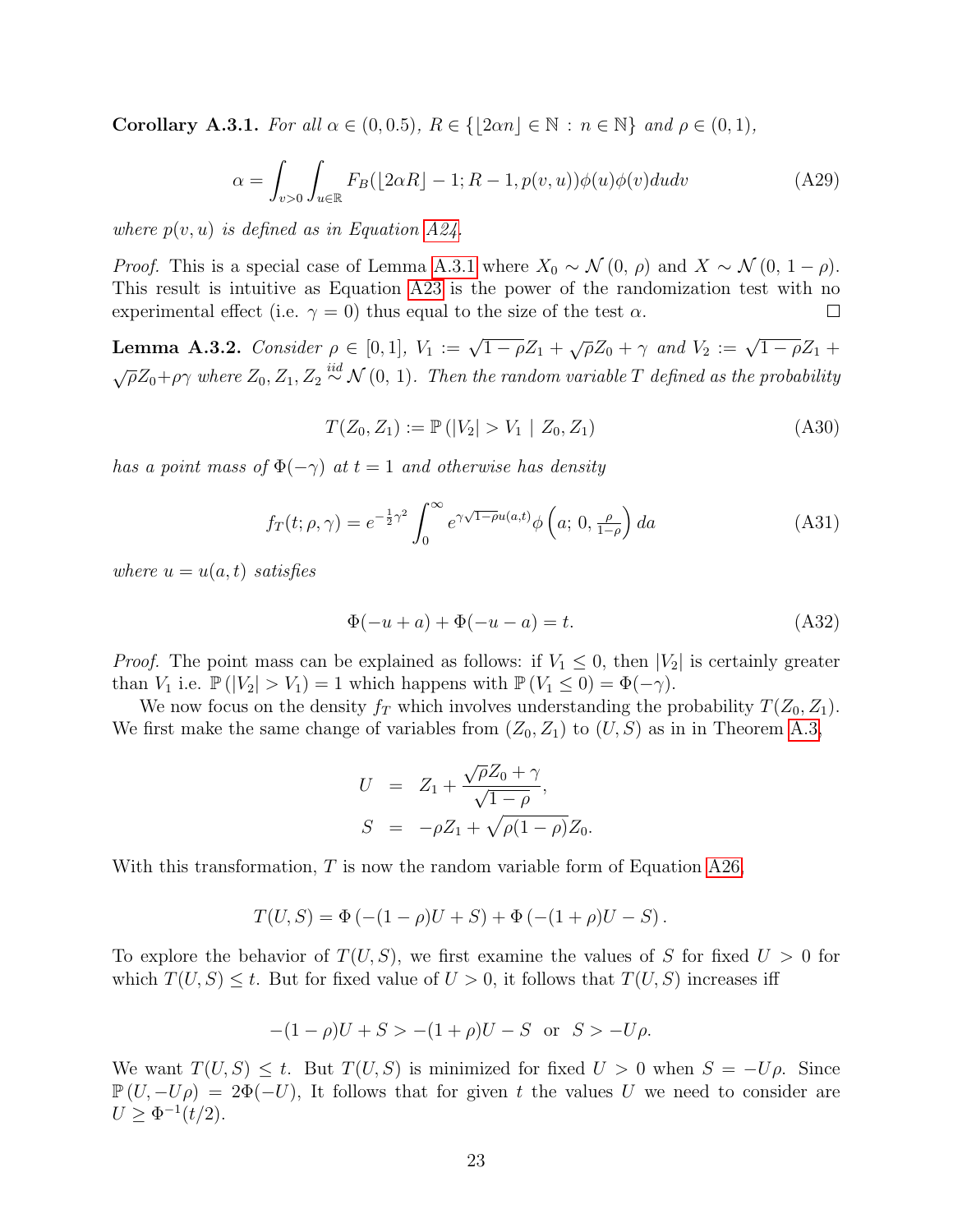**Corollary A.3.1.** *For all $\alpha \in (0, 0.5)$, $R \in \{\lfloor 2\alpha n \rfloor \in \mathbb{N} : n \in \mathbb{N}\}$ and $\rho \in (0, 1)$,*

$$\alpha = \int_{v>0} \int_{u \in \mathbb{R}} F_B(\lfloor 2\alpha R \rfloor - 1; R - 1, p(v, u)) \phi(u) \phi(v) du dv \tag{A29}$$

*where $p(v, u)$ is defined as in Equation A24.*

*Proof.* This is a special case of Lemma A.3.1 where $X_0 \sim \mathcal{N}(0, \rho)$ and $X \sim \mathcal{N}(0, 1 - \rho)$. This result is intuitive as Equation A23 is the power of the randomization test with no experimental effect (i.e. $\gamma = 0$) thus equal to the size of the test $\alpha$. □

**Lemma A.3.2.** *Consider $\rho \in [0, 1]$, $V_1 := \sqrt{1-\rho} Z_1 + \sqrt{\rho} Z_0 + \gamma$ and $V_2 := \sqrt{1-\rho} Z_1 + \sqrt{\rho} Z_0 + \rho\gamma$ where $Z_0, Z_1, Z_2 \overset{iid}{\sim} \mathcal{N}(0, 1)$. Then the random variable $T$ defined as the probability*

$$T(Z_0, Z_1) := \mathbb{P}(|V_2| > V_1 \mid Z_0, Z_1) \tag{A30}$$

*has a point mass of $\Phi(-\gamma)$ at $t = 1$ and otherwise has density*

$$f_T(t; \rho, \gamma) = e^{-\frac{1}{2}\gamma^2} \int_0^\infty e^{\gamma\sqrt{1-\rho} u(a,t)} \phi\left(a;\, 0, \tfrac{\rho}{1-\rho}\right) da \tag{A31}$$

*where $u = u(a, t)$ satisfies*

$$\Phi(-u + a) + \Phi(-u - a) = t. \tag{A32}$$

*Proof.* The point mass can be explained as follows: if $V_1 \leq 0$, then $|V_2|$ is certainly greater than $V_1$ i.e. $\mathbb{P}(|V_2| > V_1) = 1$ which happens with $\mathbb{P}(V_1 \leq 0) = \Phi(-\gamma)$.

We now focus on the density $f_T$ which involves understanding the probability $T(Z_0, Z_1)$. We first make the same change of variables from $(Z_0, Z_1)$ to $(U, S)$ as in in Theorem A.3,

$$\begin{aligned} U &= Z_1 + \frac{\sqrt{\rho} Z_0 + \gamma}{\sqrt{1-\rho}}, \\ S &= -\rho Z_1 + \sqrt{\rho(1-\rho)} Z_0. \end{aligned}$$

With this transformation, $T$ is now the random variable form of Equation A26

$$T(U, S) = \Phi(-(1-\rho)U + S) + \Phi(-(1+\rho)U - S).$$

To explore the behavior of $T(U, S)$, we first examine the values of $S$ for fixed $U > 0$ for which $T(U, S) \leq t$. But for fixed value of $U > 0$, it follows that $T(U, S)$ increases iff

$$-(1-\rho)U + S > -(1+\rho)U - S \;\text{ or }\; S > -U\rho.$$

We want $T(U, S) \leq t$. But $T(U, S)$ is minimized for fixed $U > 0$ when $S = -U\rho$. Since $\mathbb{P}(U, -U\rho) = 2\Phi(-U)$, It follows that for given $t$ the values $U$ we need to consider are $U \geq \Phi^{-1}(t/2)$.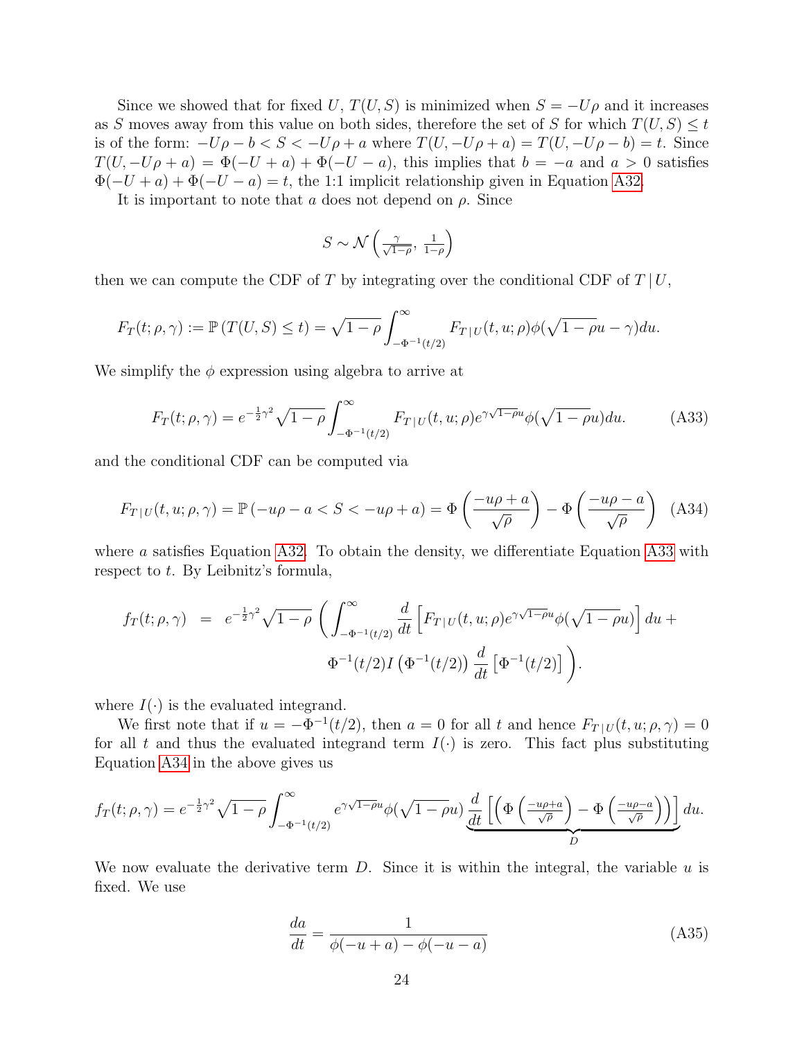Since we showed that for fixed $U$, $T(U, S)$ is minimized when $S = -U\rho$ and it increases as $S$ moves away from this value on both sides, therefore the set of $S$ for which $T(U, S) \leq t$ is of the form: $-U\rho - b < S < -U\rho + a$ where $T(U, -U\rho + a) = T(U, -U\rho - b) = t$. Since $T(U, -U\rho + a) = \Phi(-U + a) + \Phi(-U - a)$, this implies that $b = -a$ and $a > 0$ satisfies $\Phi(-U + a) + \Phi(-U - a) = t$, the 1:1 implicit relationship given in Equation A32.

It is important to note that $a$ does not depend on $\rho$. Since

$$S \sim \mathcal{N}\left(\tfrac{\gamma}{\sqrt{1-\rho}},\, \tfrac{1}{1-\rho}\right)$$

then we can compute the CDF of $T$ by integrating over the conditional CDF of $T \,|\, U$,

$$F_T(t; \rho, \gamma) := \mathbb{P}\left(T(U, S) \leq t\right) = \sqrt{1-\rho} \int_{-\Phi^{-1}(t/2)}^{\infty} F_{T\,|\,U}(t, u; \rho) \phi(\sqrt{1-\rho}u - \gamma) du.$$

We simplify the $\phi$ expression using algebra to arrive at

$$F_T(t; \rho, \gamma) = e^{-\frac{1}{2}\gamma^2} \sqrt{1-\rho} \int_{-\Phi^{-1}(t/2)}^{\infty} F_{T\,|\,U}(t, u; \rho) e^{\gamma\sqrt{1-\rho}u} \phi(\sqrt{1-\rho}u) du. \tag{A33}$$

and the conditional CDF can be computed via

$$F_{T\,|\,U}(t, u; \rho, \gamma) = \mathbb{P}\left(-u\rho - a < S < -u\rho + a\right) = \Phi\left(\frac{-u\rho + a}{\sqrt{\rho}}\right) - \Phi\left(\frac{-u\rho - a}{\sqrt{\rho}}\right) \tag{A34}$$

where $a$ satisfies Equation A32. To obtain the density, we differentiate Equation A33 with respect to $t$. By Leibnitz's formula,

$$\begin{aligned} f_T(t; \rho, \gamma) \;\; = \;\; & e^{-\frac{1}{2}\gamma^2} \sqrt{1-\rho} \left( \int_{-\Phi^{-1}(t/2)}^{\infty} \frac{d}{dt}\left[F_{T\,|\,U}(t, u; \rho) e^{\gamma\sqrt{1-\rho}u} \phi(\sqrt{1-\rho}u)\right] du \, + \right. \\ & \left. \Phi^{-1}(t/2) I\left(\Phi^{-1}(t/2)\right) \frac{d}{dt}\left[\Phi^{-1}(t/2)\right] \right). \end{aligned}$$

where $I(\cdot)$ is the evaluated integrand.

We first note that if $u = -\Phi^{-1}(t/2)$, then $a = 0$ for all $t$ and hence $F_{T\,|\,U}(t, u; \rho, \gamma) = 0$ for all $t$ and thus the evaluated integrand term $I(\cdot)$ is zero. This fact plus substituting Equation A34 in the above gives us

$$f_T(t; \rho, \gamma) = e^{-\frac{1}{2}\gamma^2} \sqrt{1-\rho} \int_{-\Phi^{-1}(t/2)}^{\infty} e^{\gamma\sqrt{1-\rho}u} \phi(\sqrt{1-\rho}u) \underbrace{\frac{d}{dt}\left[\left(\Phi\left(\tfrac{-u\rho + a}{\sqrt{\rho}}\right) - \Phi\left(\tfrac{-u\rho - a}{\sqrt{\rho}}\right)\right)\right]}_{D} du.$$

We now evaluate the derivative term $D$. Since it is within the integral, the variable $u$ is fixed. We use

$$\frac{da}{dt} = \frac{1}{\phi(-u + a) - \phi(-u - a)} \tag{A35}$$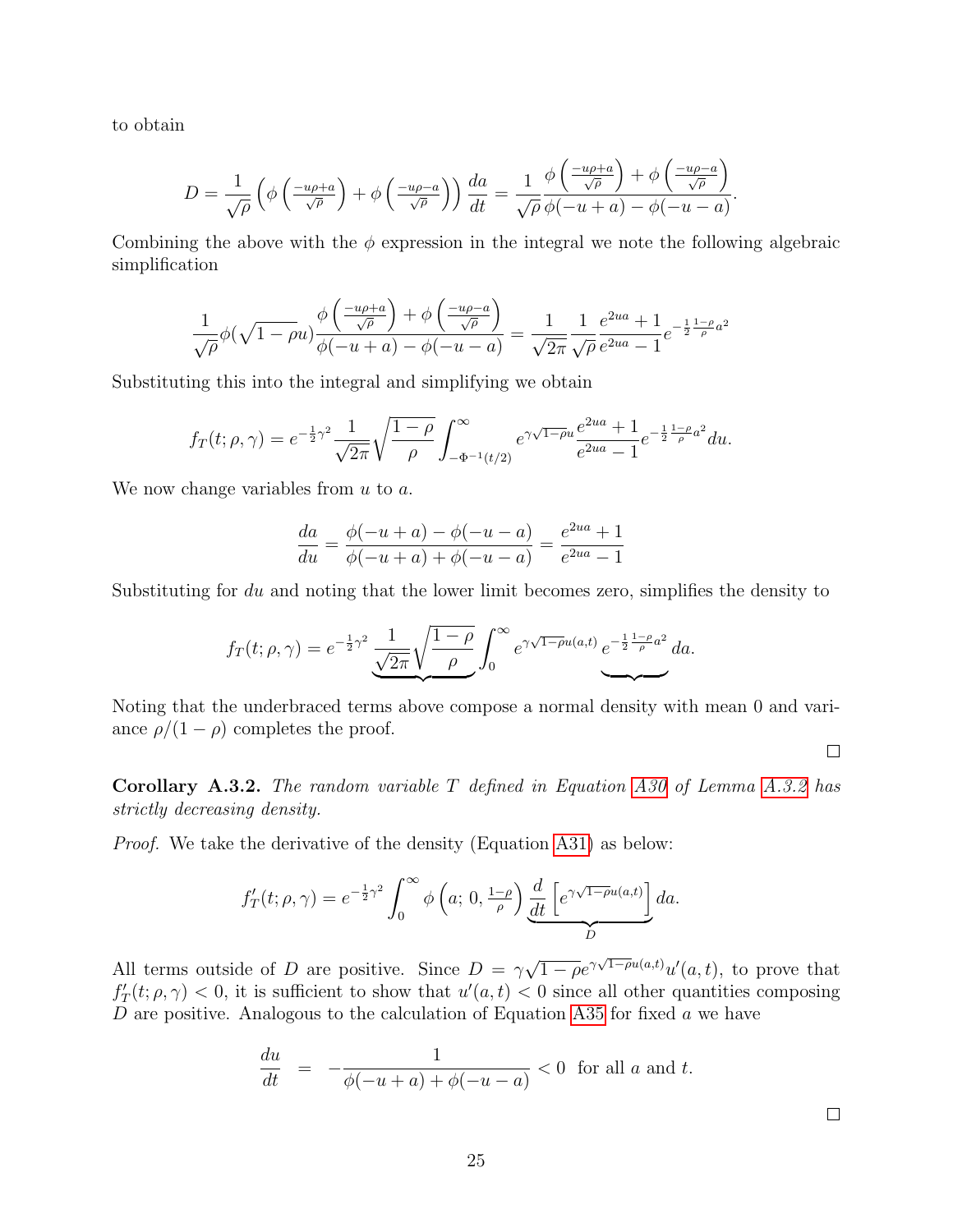to obtain

$$D = \frac{1}{\sqrt{\rho}} \left( \phi\left(\tfrac{-u\rho+a}{\sqrt{\rho}}\right) + \phi\left(\tfrac{-u\rho-a}{\sqrt{\rho}}\right) \right) \frac{da}{dt} = \frac{1}{\sqrt{\rho}} \frac{\phi\left(\frac{-u\rho+a}{\sqrt{\rho}}\right) + \phi\left(\frac{-u\rho-a}{\sqrt{\rho}}\right)}{\phi(-u+a) - \phi(-u-a)}.$$

Combining the above with the $\phi$ expression in the integral we note the following algebraic simplification

$$\frac{1}{\sqrt{\rho}} \phi(\sqrt{1-\rho}u) \frac{\phi\left(\frac{-u\rho+a}{\sqrt{\rho}}\right) + \phi\left(\frac{-u\rho-a}{\sqrt{\rho}}\right)}{\phi(-u+a) - \phi(-u-a)} = \frac{1}{\sqrt{2\pi}} \frac{1}{\sqrt{\rho}} \frac{e^{2ua}+1}{e^{2ua}-1} e^{-\frac{1}{2}\frac{1-\rho}{\rho}a^2}$$

Substituting this into the integral and simplifying we obtain

$$f_T(t;\rho,\gamma) = e^{-\frac{1}{2}\gamma^2} \frac{1}{\sqrt{2\pi}} \sqrt{\frac{1-\rho}{\rho}} \int_{-\Phi^{-1}(t/2)}^{\infty} e^{\gamma\sqrt{1-\rho}u} \frac{e^{2ua}+1}{e^{2ua}-1} e^{-\frac{1}{2}\frac{1-\rho}{\rho}a^2} du.$$

We now change variables from $u$ to $a$.

$$\frac{da}{du} = \frac{\phi(-u+a) - \phi(-u-a)}{\phi(-u+a) + \phi(-u-a)} = \frac{e^{2ua}+1}{e^{2ua}-1}$$

Substituting for $du$ and noting that the lower limit becomes zero, simplifies the density to

$$f_T(t;\rho,\gamma) = e^{-\frac{1}{2}\gamma^2} \underbrace{\frac{1}{\sqrt{2\pi}} \sqrt{\frac{1-\rho}{\rho}}} \int_0^{\infty} e^{\gamma\sqrt{1-\rho}u(a,t)} \underbrace{e^{-\frac{1}{2}\frac{1-\rho}{\rho}a^2}} da.$$

Noting that the underbraced terms above compose a normal density with mean 0 and variance $\rho/(1-\rho)$ completes the proof.

□

**Corollary A.3.2.** *The random variable $T$ defined in Equation A30 of Lemma A.3.2 has strictly decreasing density.*

*Proof.* We take the derivative of the density (Equation A31) as below:

$$f_T'(t;\rho,\gamma) = e^{-\frac{1}{2}\gamma^2} \int_0^{\infty} \phi\left(a;\, 0,\, \tfrac{1-\rho}{\rho}\right) \underbrace{\frac{d}{dt}\left[e^{\gamma\sqrt{1-\rho}u(a,t)}\right]}_{D} da.$$

All terms outside of $D$ are positive. Since $D = \gamma\sqrt{1-\rho}e^{\gamma\sqrt{1-\rho}u(a,t)}u'(a,t)$, to prove that $f_T'(t;\rho,\gamma) < 0$, it is sufficient to show that $u'(a,t) < 0$ since all other quantities composing $D$ are positive. Analogous to the calculation of Equation A35 for fixed $a$ we have

$$\frac{du}{dt} = -\frac{1}{\phi(-u+a) + \phi(-u-a)} < 0 \;\text{ for all } a \text{ and } t.$$

□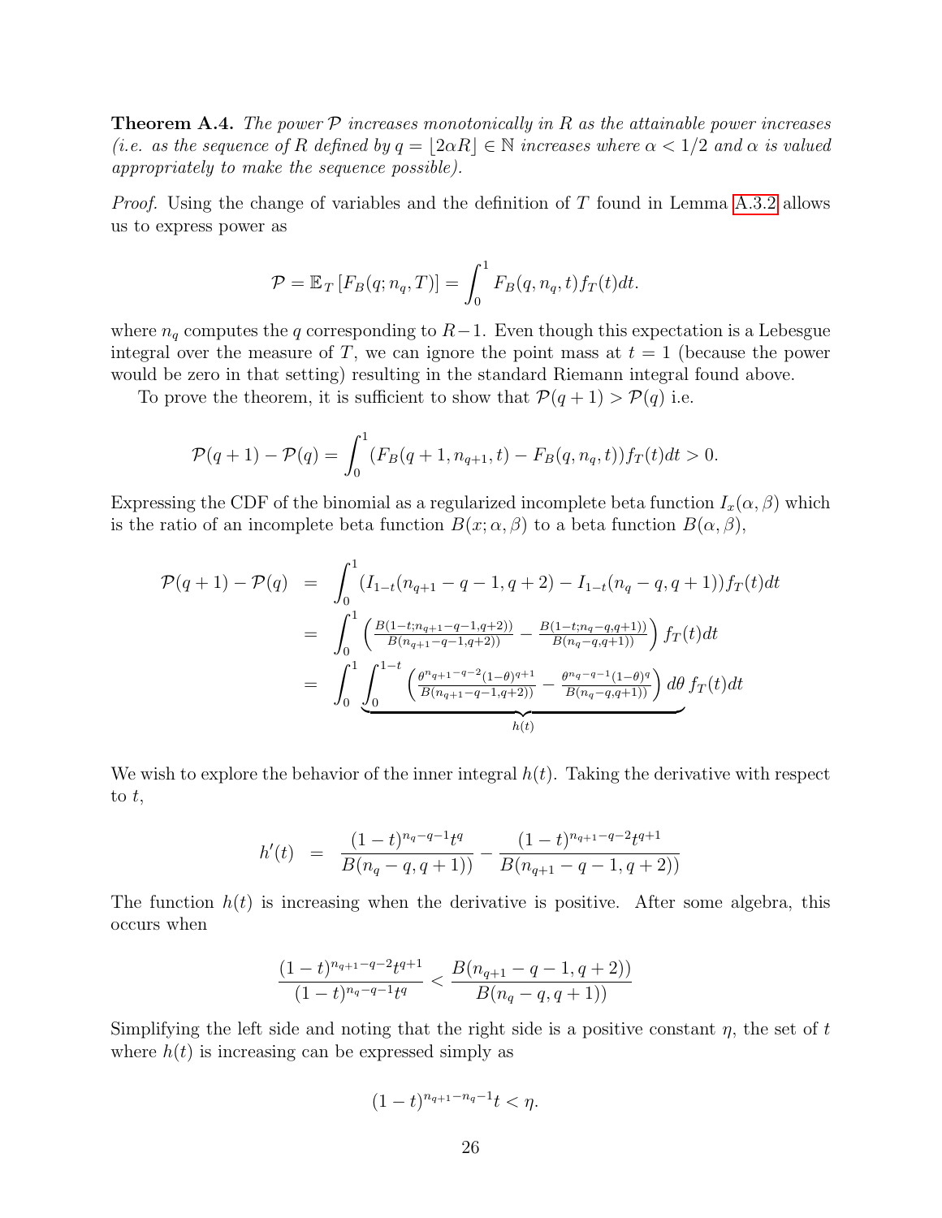**Theorem A.4.** *The power $\mathcal{P}$ increases monotonically in $R$ as the attainable power increases (i.e. as the sequence of $R$ defined by $q = \lfloor 2\alpha R \rfloor \in \mathbb{N}$ increases where $\alpha < 1/2$ and $\alpha$ is valued appropriately to make the sequence possible).*

*Proof.* Using the change of variables and the definition of $T$ found in Lemma A.3.2 allows us to express power as

$$\mathcal{P} = \mathbb{E}_T \left[ F_B(q; n_q, T) \right] = \int_0^1 F_B(q, n_q, t) f_T(t) dt.$$

where $n_q$ computes the $q$ corresponding to $R-1$. Even though this expectation is a Lebesgue integral over the measure of $T$, we can ignore the point mass at $t = 1$ (because the power would be zero in that setting) resulting in the standard Riemann integral found above.

To prove the theorem, it is sufficient to show that $\mathcal{P}(q+1) > \mathcal{P}(q)$ i.e.

$$\mathcal{P}(q+1) - \mathcal{P}(q) = \int_0^1 (F_B(q+1, n_{q+1}, t) - F_B(q, n_q, t)) f_T(t) dt > 0.$$

Expressing the CDF of the binomial as a regularized incomplete beta function $I_x(\alpha, \beta)$ which is the ratio of an incomplete beta function $B(x; \alpha, \beta)$ to a beta function $B(\alpha, \beta)$,

$$\begin{aligned}
\mathcal{P}(q+1) - \mathcal{P}(q) &= \int_0^1 (I_{1-t}(n_{q+1} - q - 1, q+2) - I_{1-t}(n_q - q, q+1)) f_T(t) dt \\
&= \int_0^1 \left( \frac{B(1-t; n_{q+1}-q-1, q+2))}{B(n_{q+1}-q-1, q+2))} - \frac{B(1-t; n_q - q, q+1))}{B(n_q - q, q+1))} \right) f_T(t) dt \\
&= \int_0^1 \underbrace{\int_0^{1-t} \left( \frac{\theta^{n_{q+1}-q-2}(1-\theta)^{q+1}}{B(n_{q+1}-q-1, q+2))} - \frac{\theta^{n_q-q-1}(1-\theta)^q}{B(n_q-q, q+1))} \right) d\theta}_{h(t)} \, f_T(t) dt
\end{aligned}$$

We wish to explore the behavior of the inner integral $h(t)$. Taking the derivative with respect to $t$,

$$h'(t) = \frac{(1-t)^{n_q-q-1} t^q}{B(n_q - q, q+1))} - \frac{(1-t)^{n_{q+1}-q-2} t^{q+1}}{B(n_{q+1} - q - 1, q+2))}$$

The function $h(t)$ is increasing when the derivative is positive. After some algebra, this occurs when

$$\frac{(1-t)^{n_{q+1}-q-2} t^{q+1}}{(1-t)^{n_q-q-1} t^q} < \frac{B(n_{q+1} - q - 1, q+2))}{B(n_q - q, q+1))}$$

Simplifying the left side and noting that the right side is a positive constant $\eta$, the set of $t$ where $h(t)$ is increasing can be expressed simply as

$$(1-t)^{n_{q+1}-n_q-1} t < \eta.$$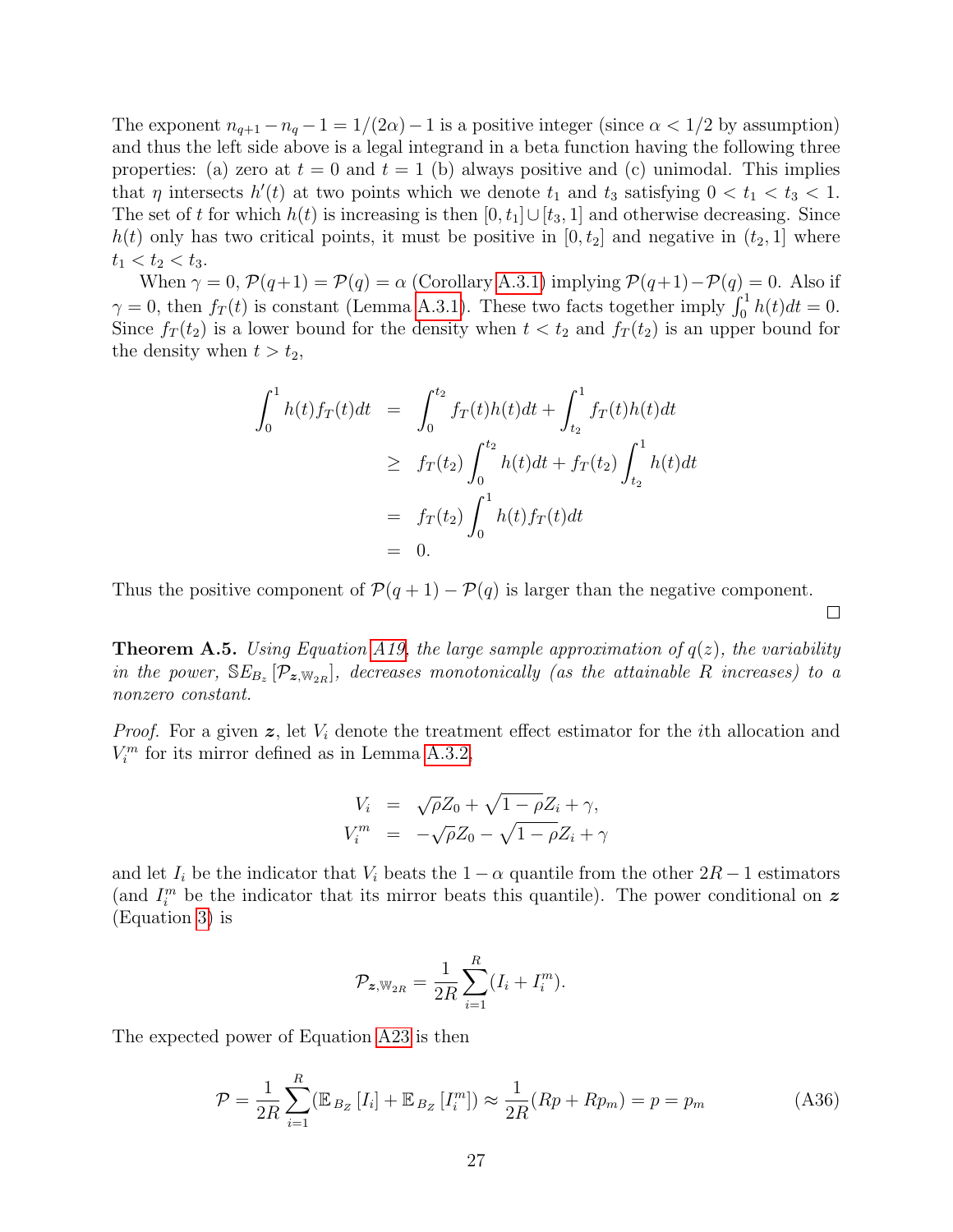The exponent $n_{q+1} - n_q - 1 = 1/(2\alpha) - 1$ is a positive integer (since $\alpha < 1/2$ by assumption) and thus the left side above is a legal integrand in a beta function having the following three properties: (a) zero at $t = 0$ and $t = 1$ (b) always positive and (c) unimodal. This implies that $\eta$ intersects $h'(t)$ at two points which we denote $t_1$ and $t_3$ satisfying $0 < t_1 < t_3 < 1$. The set of $t$ for which $h(t)$ is increasing is then $[0, t_1] \cup [t_3, 1]$ and otherwise decreasing. Since $h(t)$ only has two critical points, it must be positive in $[0, t_2]$ and negative in $(t_2, 1]$ where $t_1 < t_2 < t_3$.

When $\gamma = 0$, $\mathcal{P}(q+1) = \mathcal{P}(q) = \alpha$ (Corollary A.3.1) implying $\mathcal{P}(q+1) - \mathcal{P}(q) = 0$. Also if $\gamma = 0$, then $f_T(t)$ is constant (Lemma A.3.1). These two facts together imply $\int_0^1 h(t)dt = 0$. Since $f_T(t_2)$ is a lower bound for the density when $t < t_2$ and $f_T(t_2)$ is an upper bound for the density when $t > t_2$,

$$
\begin{aligned}
\int_0^1 h(t) f_T(t) dt &= \int_0^{t_2} f_T(t) h(t) dt + \int_{t_2}^1 f_T(t) h(t) dt \\
&\geq f_T(t_2) \int_0^{t_2} h(t) dt + f_T(t_2) \int_{t_2}^1 h(t) dt \\
&= f_T(t_2) \int_0^1 h(t) f_T(t) dt \\
&= 0.
\end{aligned}
$$

Thus the positive component of $\mathcal{P}(q+1) - \mathcal{P}(q)$ is larger than the negative component. □

**Theorem A.5.** *Using Equation A19, the large sample approximation of $q(z)$, the variability in the power, $\mathbb{SE}_{B_z}[\mathcal{P}_{\boldsymbol{z}, \mathbb{W}_{2R}}]$, decreases monotonically (as the attainable $R$ increases) to a nonzero constant.*

*Proof.* For a given $\boldsymbol{z}$, let $V_i$ denote the treatment effect estimator for the $i$th allocation and $V_i^m$ for its mirror defined as in Lemma A.3.2,

$$
\begin{aligned}
V_i &= \sqrt{\rho} Z_0 + \sqrt{1-\rho} Z_i + \gamma, \\
V_i^m &= -\sqrt{\rho} Z_0 - \sqrt{1-\rho} Z_i + \gamma
\end{aligned}
$$

and let $I_i$ be the indicator that $V_i$ beats the $1 - \alpha$ quantile from the other $2R - 1$ estimators (and $I_i^m$ be the indicator that its mirror beats this quantile). The power conditional on $\boldsymbol{z}$ (Equation 3) is

$$
\mathcal{P}_{\boldsymbol{z}, \mathbb{W}_{2R}} = \frac{1}{2R} \sum_{i=1}^{R} (I_i + I_i^m).
$$

The expected power of Equation A23 is then

$$
\mathcal{P} = \frac{1}{2R} \sum_{i=1}^{R} (\mathbb{E}_{B_Z}[I_i] + \mathbb{E}_{B_Z}[I_i^m]) \approx \frac{1}{2R}(Rp + Rp_m) = p = p_m \tag{A36}
$$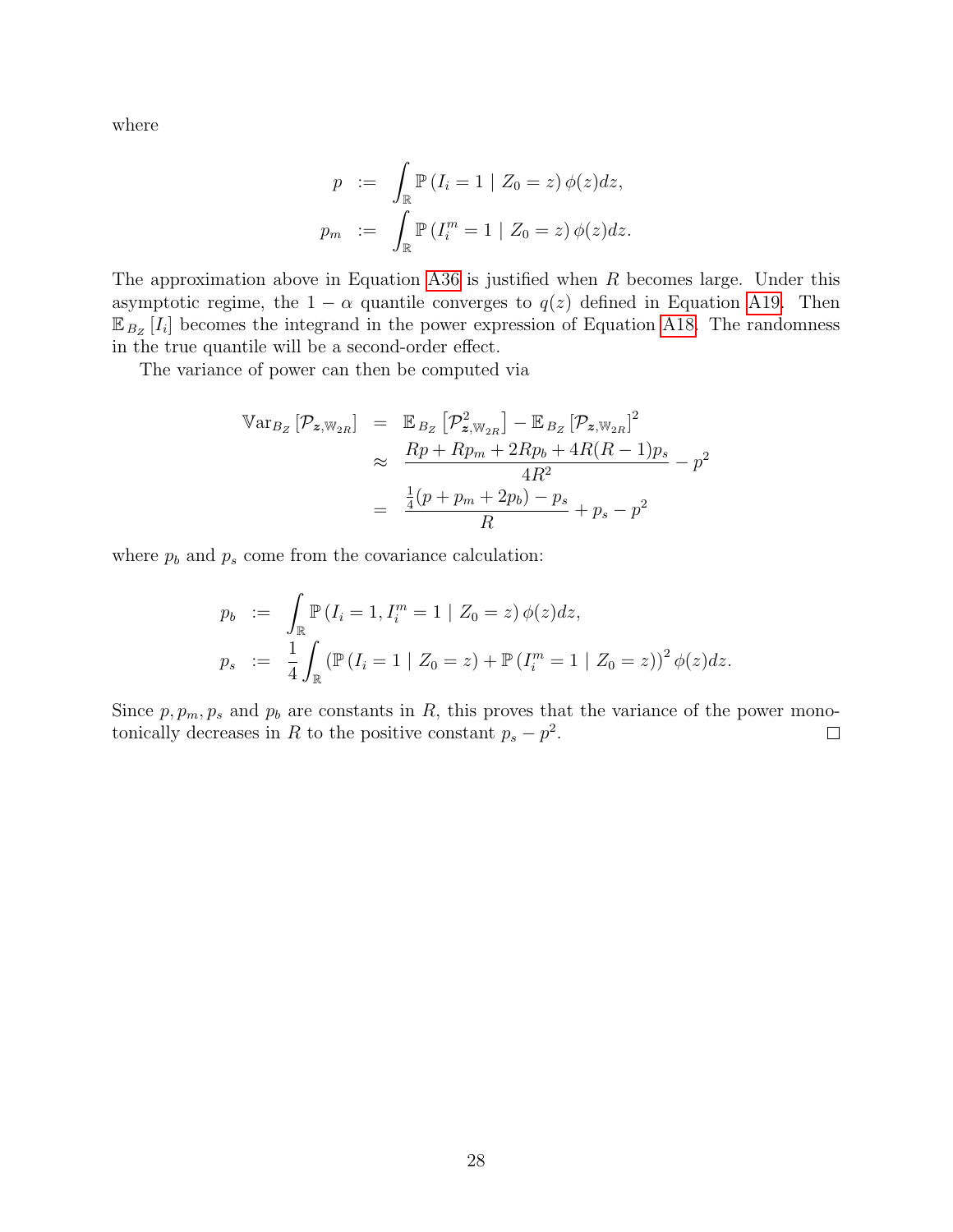where

$$
\begin{aligned}
p &:= \int_{\mathbb{R}} \mathbb{P}\left(I_i = 1 \mid Z_0 = z\right) \phi(z) dz, \\
p_m &:= \int_{\mathbb{R}} \mathbb{P}\left(I_i^m = 1 \mid Z_0 = z\right) \phi(z) dz.
\end{aligned}
$$

The approximation above in Equation A36 is justified when $R$ becomes large. Under this asymptotic regime, the $1-\alpha$ quantile converges to $q(z)$ defined in Equation A19. Then $\mathbb{E}_{B_Z}\left[I_i\right]$ becomes the integrand in the power expression of Equation A18. The randomness in the true quantile will be a second-order effect.

The variance of power can then be computed via

$$
\begin{aligned}
\mathbb{V}\text{ar}_{B_Z}\left[\mathcal{P}_{\boldsymbol{z},\mathbb{W}_{2R}}\right] &= \mathbb{E}_{B_Z}\left[\mathcal{P}^2_{\boldsymbol{z},\mathbb{W}_{2R}}\right] - \mathbb{E}_{B_Z}\left[\mathcal{P}_{\boldsymbol{z},\mathbb{W}_{2R}}\right]^2 \\
&\approx \frac{Rp + Rp_m + 2Rp_b + 4R(R-1)p_s}{4R^2} - p^2 \\
&= \frac{\frac{1}{4}(p + p_m + 2p_b) - p_s}{R} + p_s - p^2
\end{aligned}
$$

where $p_b$ and $p_s$ come from the covariance calculation:

$$
\begin{aligned}
p_b &:= \int_{\mathbb{R}} \mathbb{P}\left(I_i = 1, I_i^m = 1 \mid Z_0 = z\right) \phi(z) dz, \\
p_s &:= \frac{1}{4} \int_{\mathbb{R}} \left(\mathbb{P}\left(I_i = 1 \mid Z_0 = z\right) + \mathbb{P}\left(I_i^m = 1 \mid Z_0 = z\right)\right)^2 \phi(z) dz.
\end{aligned}
$$

Since $p, p_m, p_s$ and $p_b$ are constants in $R$, this proves that the variance of the power monotonically decreases in $R$ to the positive constant $p_s - p^2$. □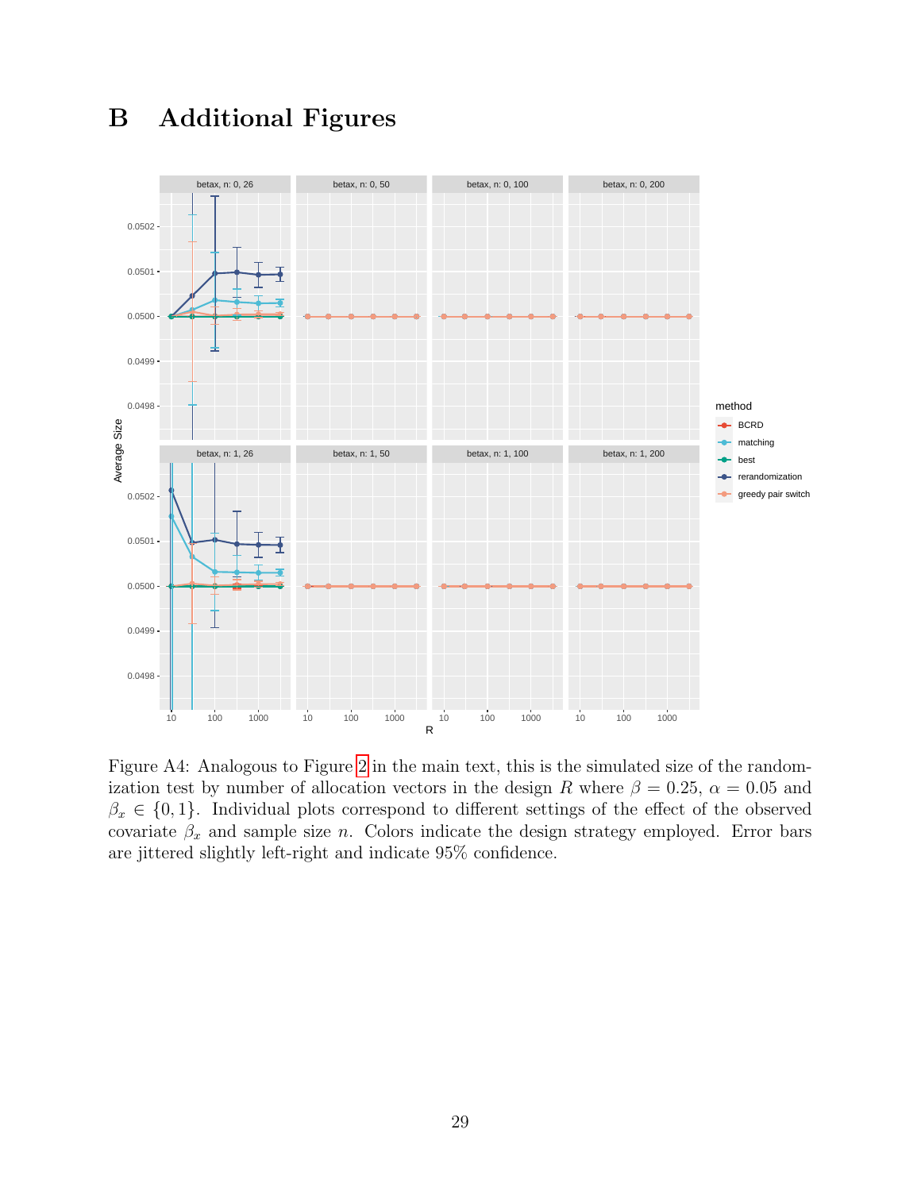# B Additional Figures

Figure A4: Analogous to Figure 2 in the main text, this is the simulated size of the randomization test by number of allocation vectors in the design $R$ where $\beta = 0.25$, $\alpha = 0.05$ and $\beta_x \in \{0, 1\}$. Individual plots correspond to different settings of the effect of the observed covariate $\beta_x$ and sample size $n$. Colors indicate the design strategy employed. Error bars are jittered slightly left-right and indicate 95% confidence.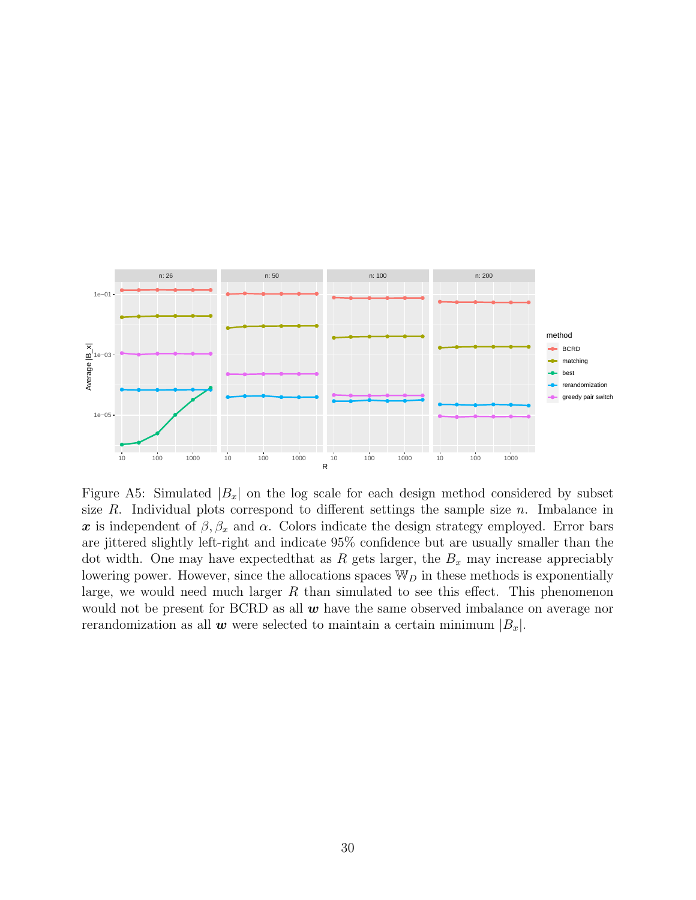Figure A5: Simulated $|B_x|$ on the log scale for each design method considered by subset size $R$. Individual plots correspond to different settings the sample size $n$. Imbalance in $\boldsymbol{x}$ is independent of $\beta, \beta_x$ and $\alpha$. Colors indicate the design strategy employed. Error bars are jittered slightly left-right and indicate 95% confidence but are usually smaller than the dot width. One may have expectedthat as $R$ gets larger, the $B_x$ may increase appreciably lowering power. However, since the allocations spaces $\mathbb{W}_D$ in these methods is exponentially large, we would need much larger $R$ than simulated to see this effect. This phenomenon would not be present for BCRD as all $\boldsymbol{w}$ have the same observed imbalance on average nor rerandomization as all $\boldsymbol{w}$ were selected to maintain a certain minimum $|B_x|$.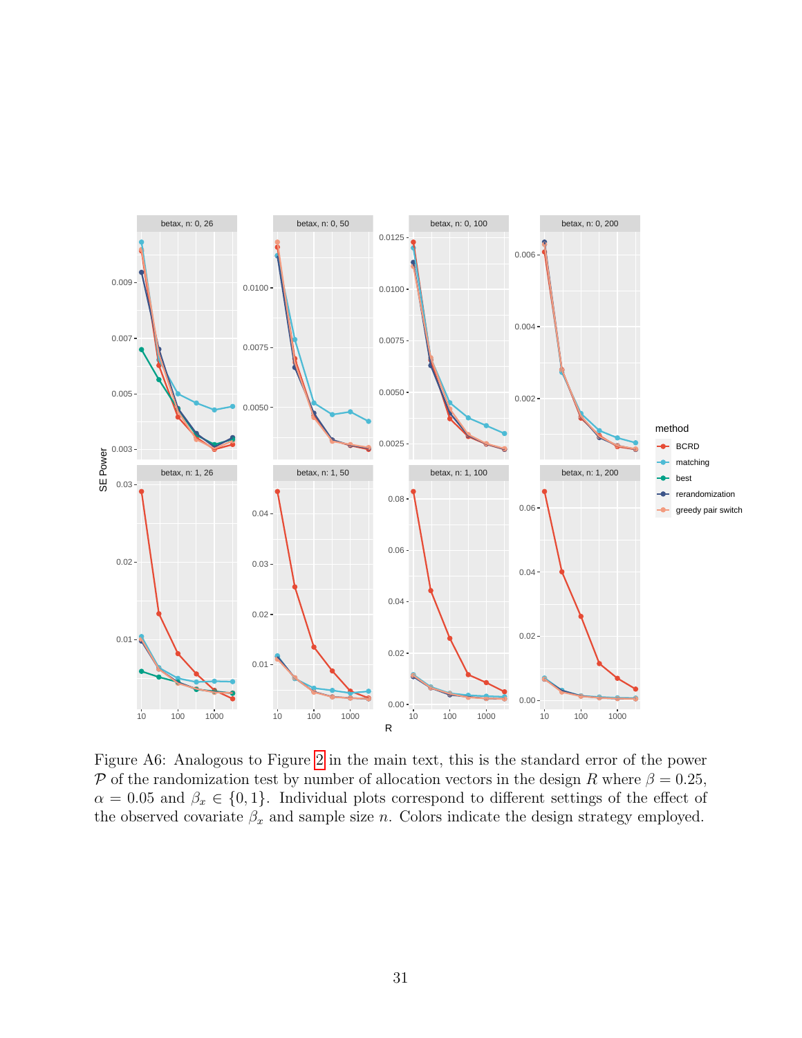betax, n: 0, 26

betax, n: 0, 50

betax, n: 0, 100

betax, n: 0, 200

betax, n: 1, 26

betax, n: 1, 50

betax, n: 1, 100

betax, n: 1, 200

SE Power

R

method

BCRD

matching

best

rerandomization

greedy pair switch

Figure A6: Analogous to Figure 2 in the main text, this is the standard error of the power $\mathcal{P}$ of the randomization test by number of allocation vectors in the design $R$ where $\beta = 0.25$, $\alpha = 0.05$ and $\beta_x \in \{0, 1\}$. Individual plots correspond to different settings of the effect of the observed covariate $\beta_x$ and sample size $n$. Colors indicate the design strategy employed.